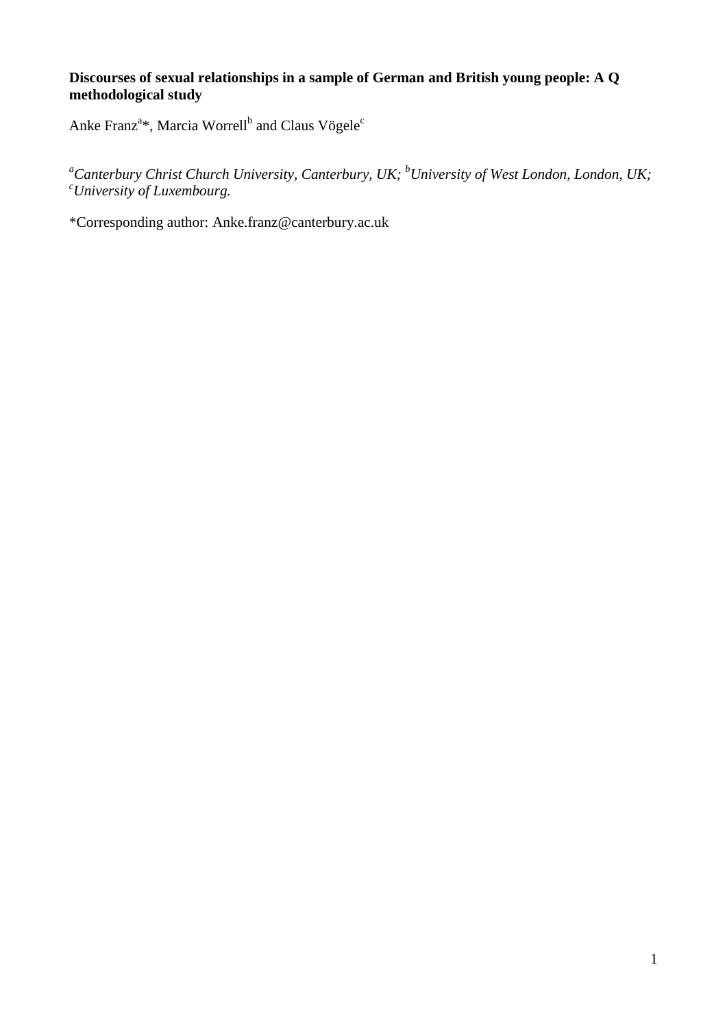**Discourses of sexual relationships in a sample of German and British young people: A Q methodological study**

Anke Franz[a]*, Marcia Worrell[b] and Claus Vögele[c]

*[a]Canterbury Christ Church University, Canterbury, UK; [b]University of West London, London, UK; [c]University of Luxembourg.*

*Corresponding author: Anke.franz@canterbury.ac.uk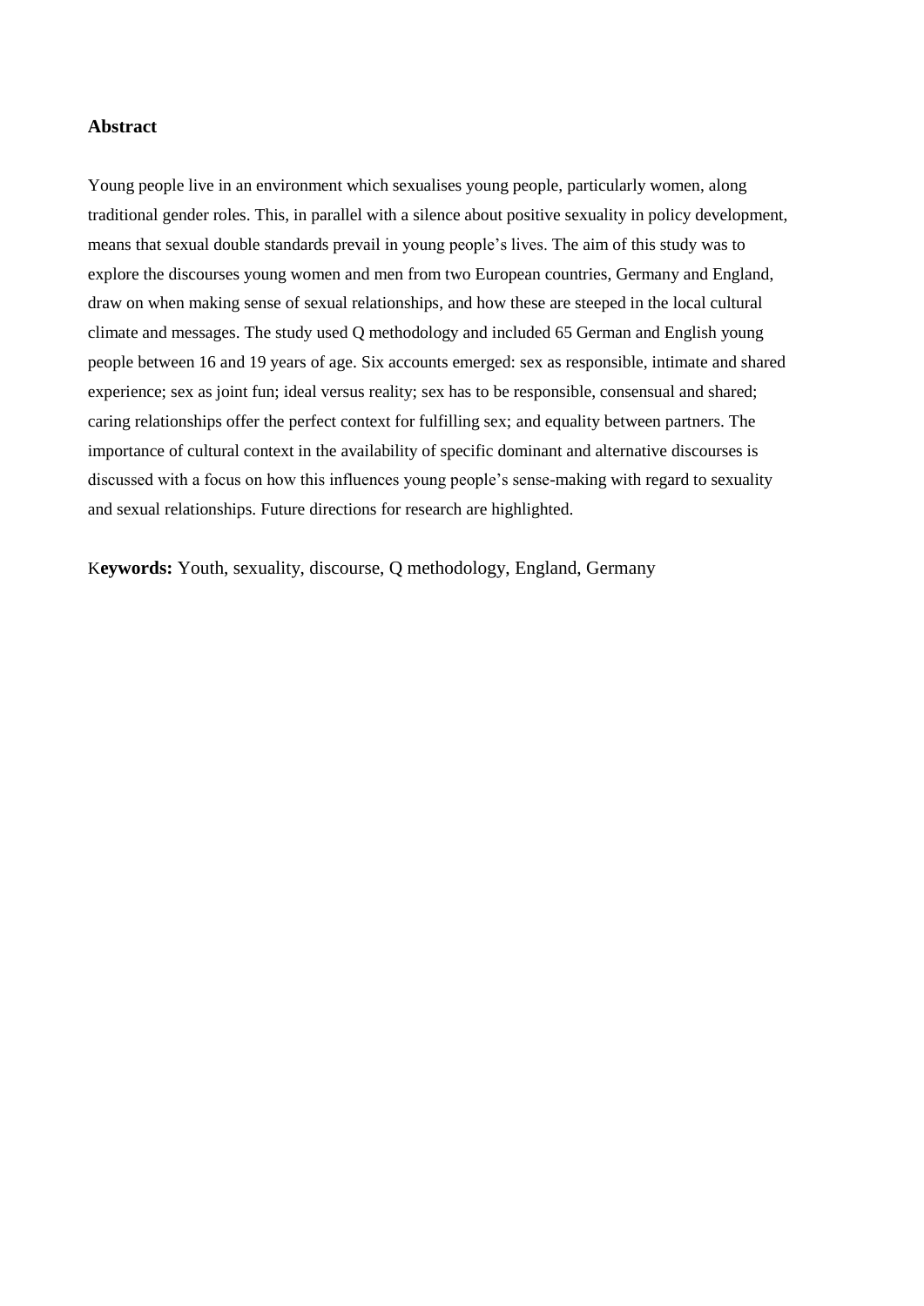**Abstract**

Young people live in an environment which sexualises young people, particularly women, along traditional gender roles. This, in parallel with a silence about positive sexuality in policy development, means that sexual double standards prevail in young people's lives. The aim of this study was to explore the discourses young women and men from two European countries, Germany and England, draw on when making sense of sexual relationships, and how these are steeped in the local cultural climate and messages. The study used Q methodology and included 65 German and English young people between 16 and 19 years of age. Six accounts emerged: sex as responsible, intimate and shared experience; sex as joint fun; ideal versus reality; sex has to be responsible, consensual and shared; caring relationships offer the perfect context for fulfilling sex; and equality between partners. The importance of cultural context in the availability of specific dominant and alternative discourses is discussed with a focus on how this influences young people's sense-making with regard to sexuality and sexual relationships. Future directions for research are highlighted.

K**eywords:** Youth, sexuality, discourse, Q methodology, England, Germany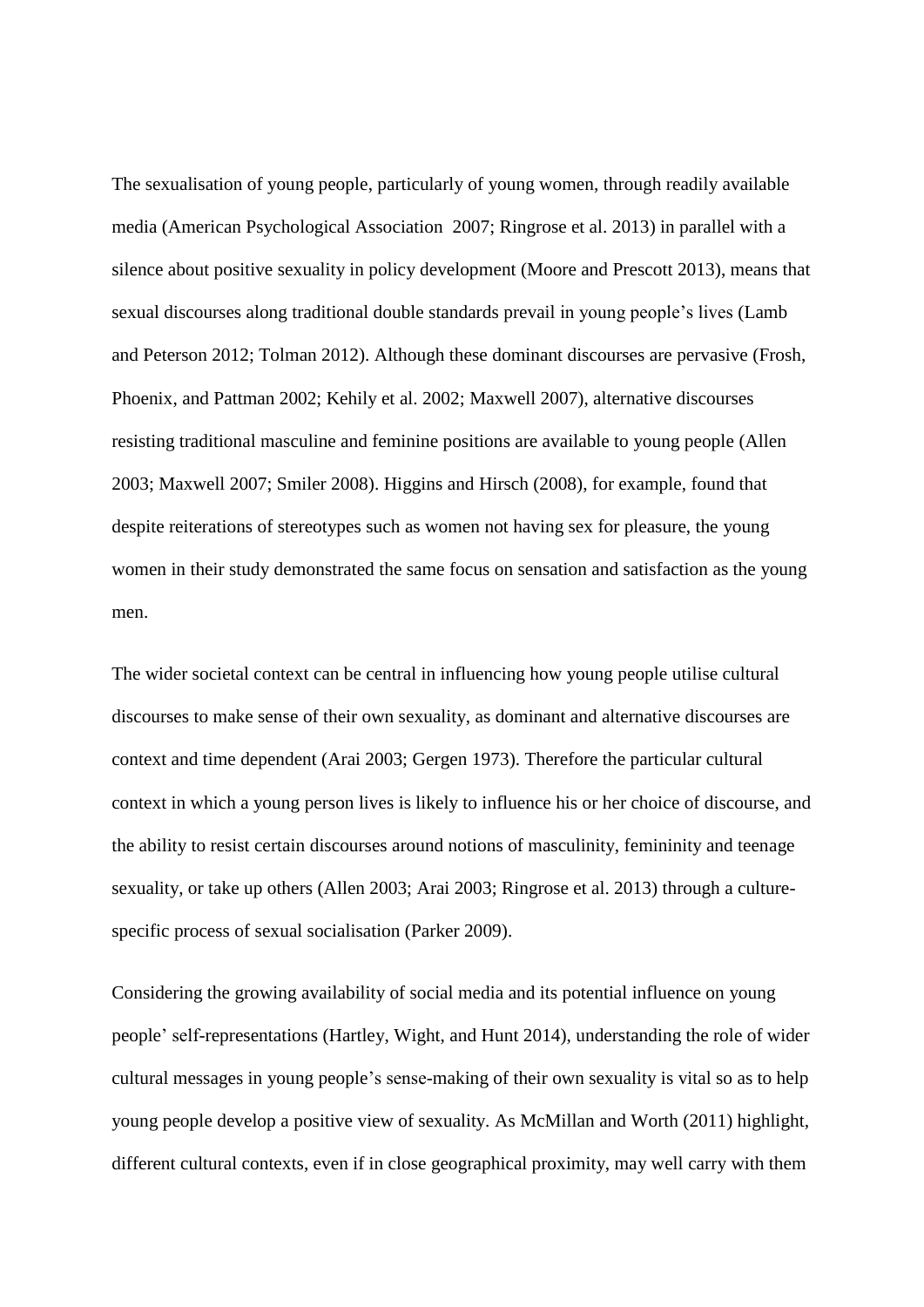The sexualisation of young people, particularly of young women, through readily available media (American Psychological Association 2007; Ringrose et al. 2013) in parallel with a silence about positive sexuality in policy development (Moore and Prescott 2013), means that sexual discourses along traditional double standards prevail in young people's lives (Lamb and Peterson 2012; Tolman 2012). Although these dominant discourses are pervasive (Frosh, Phoenix, and Pattman 2002; Kehily et al. 2002; Maxwell 2007), alternative discourses resisting traditional masculine and feminine positions are available to young people (Allen 2003; Maxwell 2007; Smiler 2008). Higgins and Hirsch (2008), for example, found that despite reiterations of stereotypes such as women not having sex for pleasure, the young women in their study demonstrated the same focus on sensation and satisfaction as the young men.

The wider societal context can be central in influencing how young people utilise cultural discourses to make sense of their own sexuality, as dominant and alternative discourses are context and time dependent (Arai 2003; Gergen 1973). Therefore the particular cultural context in which a young person lives is likely to influence his or her choice of discourse, and the ability to resist certain discourses around notions of masculinity, femininity and teenage sexuality, or take up others (Allen 2003; Arai 2003; Ringrose et al. 2013) through a culture-specific process of sexual socialisation (Parker 2009).

Considering the growing availability of social media and its potential influence on young people' self-representations (Hartley, Wight, and Hunt 2014), understanding the role of wider cultural messages in young people's sense-making of their own sexuality is vital so as to help young people develop a positive view of sexuality. As McMillan and Worth (2011) highlight, different cultural contexts, even if in close geographical proximity, may well carry with them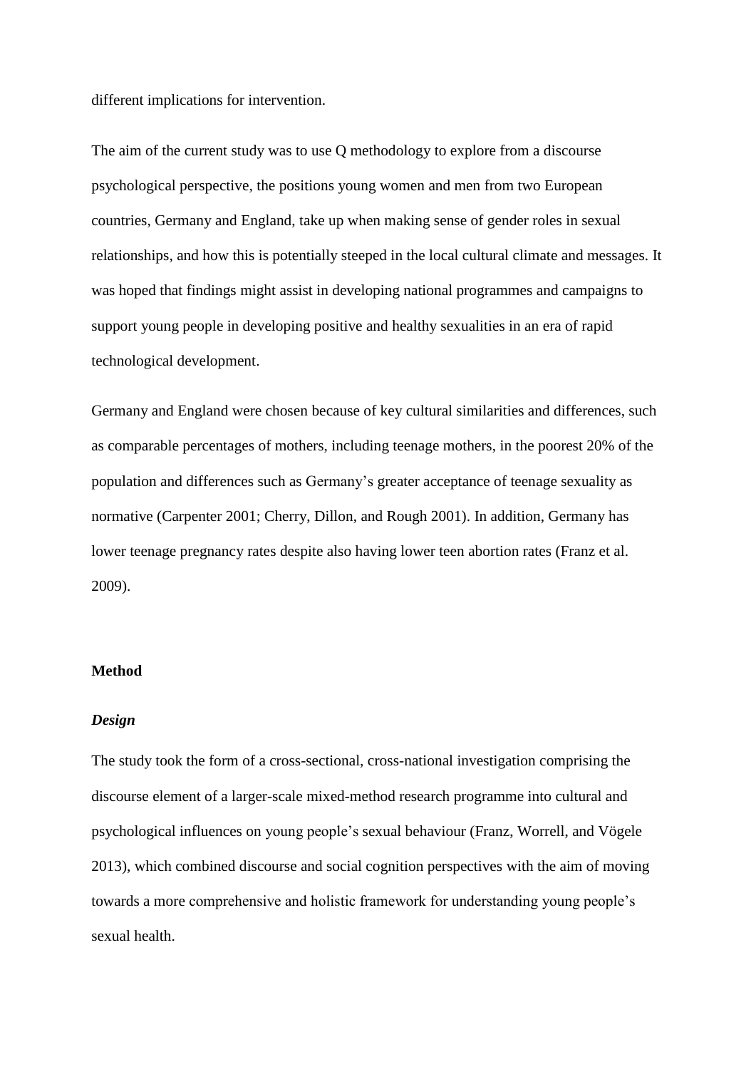different implications for intervention.

The aim of the current study was to use Q methodology to explore from a discourse psychological perspective, the positions young women and men from two European countries, Germany and England, take up when making sense of gender roles in sexual relationships, and how this is potentially steeped in the local cultural climate and messages. It was hoped that findings might assist in developing national programmes and campaigns to support young people in developing positive and healthy sexualities in an era of rapid technological development.

Germany and England were chosen because of key cultural similarities and differences, such as comparable percentages of mothers, including teenage mothers, in the poorest 20% of the population and differences such as Germany's greater acceptance of teenage sexuality as normative (Carpenter 2001; Cherry, Dillon, and Rough 2001). In addition, Germany has lower teenage pregnancy rates despite also having lower teen abortion rates (Franz et al. 2009).

## Method

### *Design*

The study took the form of a cross-sectional, cross-national investigation comprising the discourse element of a larger-scale mixed-method research programme into cultural and psychological influences on young people's sexual behaviour (Franz, Worrell, and Vögele 2013), which combined discourse and social cognition perspectives with the aim of moving towards a more comprehensive and holistic framework for understanding young people's sexual health.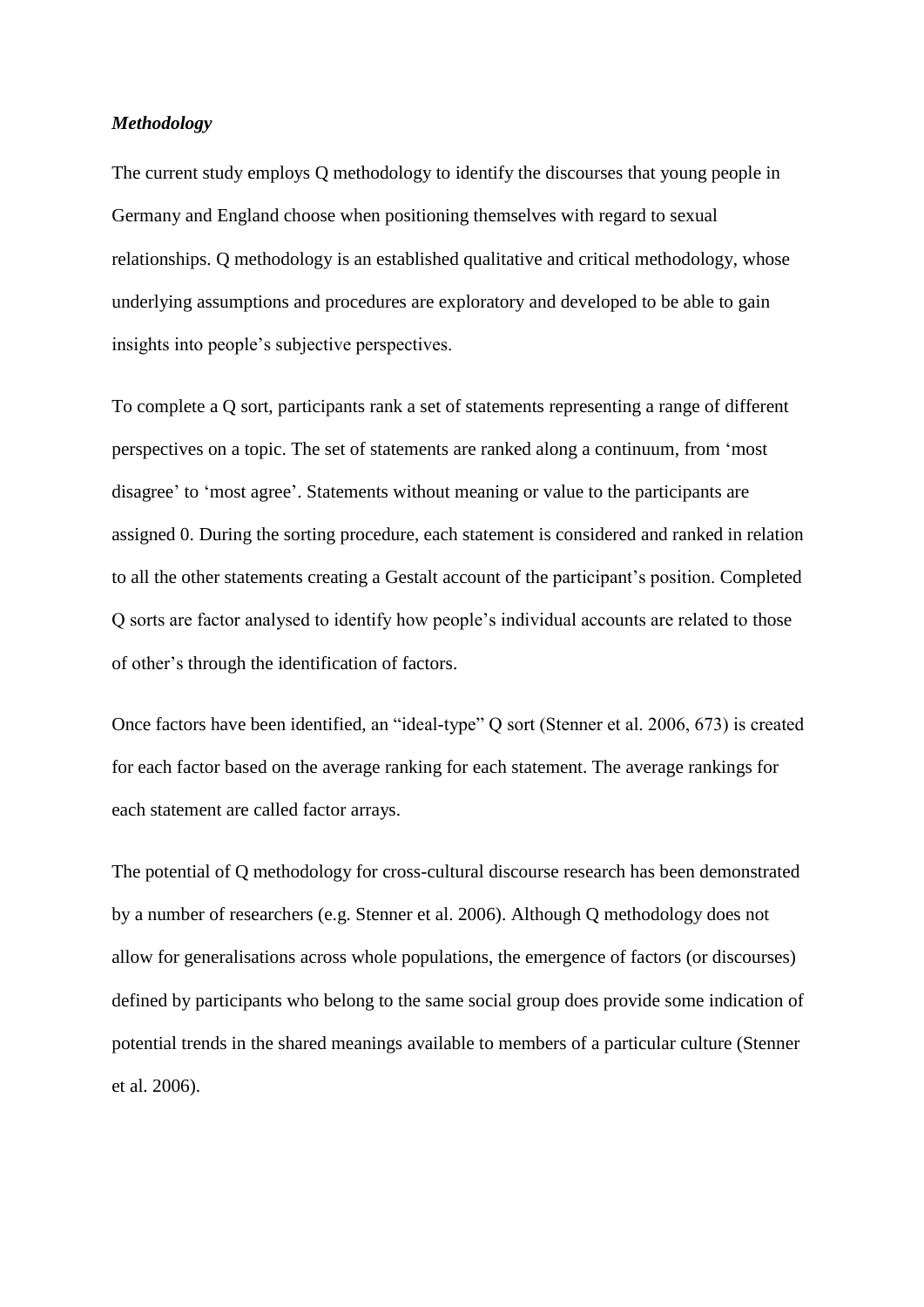***Methodology***

The current study employs Q methodology to identify the discourses that young people in Germany and England choose when positioning themselves with regard to sexual relationships. Q methodology is an established qualitative and critical methodology, whose underlying assumptions and procedures are exploratory and developed to be able to gain insights into people's subjective perspectives.

To complete a Q sort, participants rank a set of statements representing a range of different perspectives on a topic. The set of statements are ranked along a continuum, from 'most disagree' to 'most agree'. Statements without meaning or value to the participants are assigned 0. During the sorting procedure, each statement is considered and ranked in relation to all the other statements creating a Gestalt account of the participant's position. Completed Q sorts are factor analysed to identify how people's individual accounts are related to those of other's through the identification of factors.

Once factors have been identified, an "ideal-type" Q sort (Stenner et al. 2006, 673) is created for each factor based on the average ranking for each statement. The average rankings for each statement are called factor arrays.

The potential of Q methodology for cross-cultural discourse research has been demonstrated by a number of researchers (e.g. Stenner et al. 2006). Although Q methodology does not allow for generalisations across whole populations, the emergence of factors (or discourses) defined by participants who belong to the same social group does provide some indication of potential trends in the shared meanings available to members of a particular culture (Stenner et al. 2006).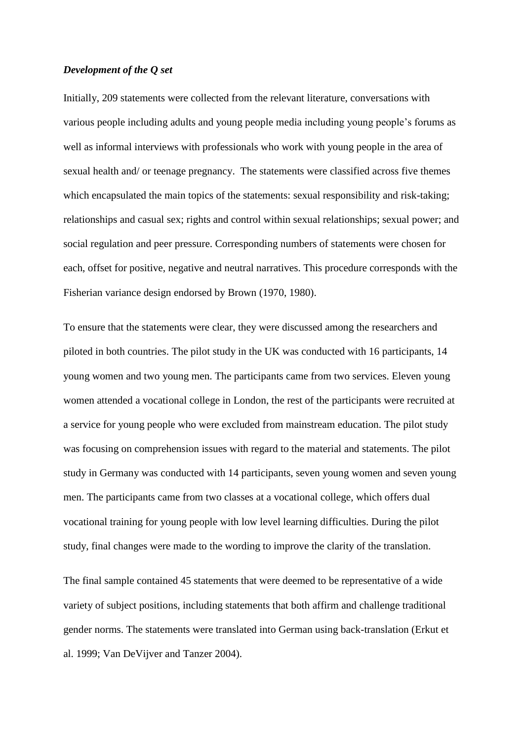***Development of the Q set***

Initially, 209 statements were collected from the relevant literature, conversations with various people including adults and young people media including young people's forums as well as informal interviews with professionals who work with young people in the area of sexual health and/ or teenage pregnancy. The statements were classified across five themes which encapsulated the main topics of the statements: sexual responsibility and risk-taking; relationships and casual sex; rights and control within sexual relationships; sexual power; and social regulation and peer pressure. Corresponding numbers of statements were chosen for each, offset for positive, negative and neutral narratives. This procedure corresponds with the Fisherian variance design endorsed by Brown (1970, 1980).

To ensure that the statements were clear, they were discussed among the researchers and piloted in both countries. The pilot study in the UK was conducted with 16 participants, 14 young women and two young men. The participants came from two services. Eleven young women attended a vocational college in London, the rest of the participants were recruited at a service for young people who were excluded from mainstream education. The pilot study was focusing on comprehension issues with regard to the material and statements. The pilot study in Germany was conducted with 14 participants, seven young women and seven young men. The participants came from two classes at a vocational college, which offers dual vocational training for young people with low level learning difficulties. During the pilot study, final changes were made to the wording to improve the clarity of the translation.

The final sample contained 45 statements that were deemed to be representative of a wide variety of subject positions, including statements that both affirm and challenge traditional gender norms. The statements were translated into German using back-translation (Erkut et al. 1999; Van DeVijver and Tanzer 2004).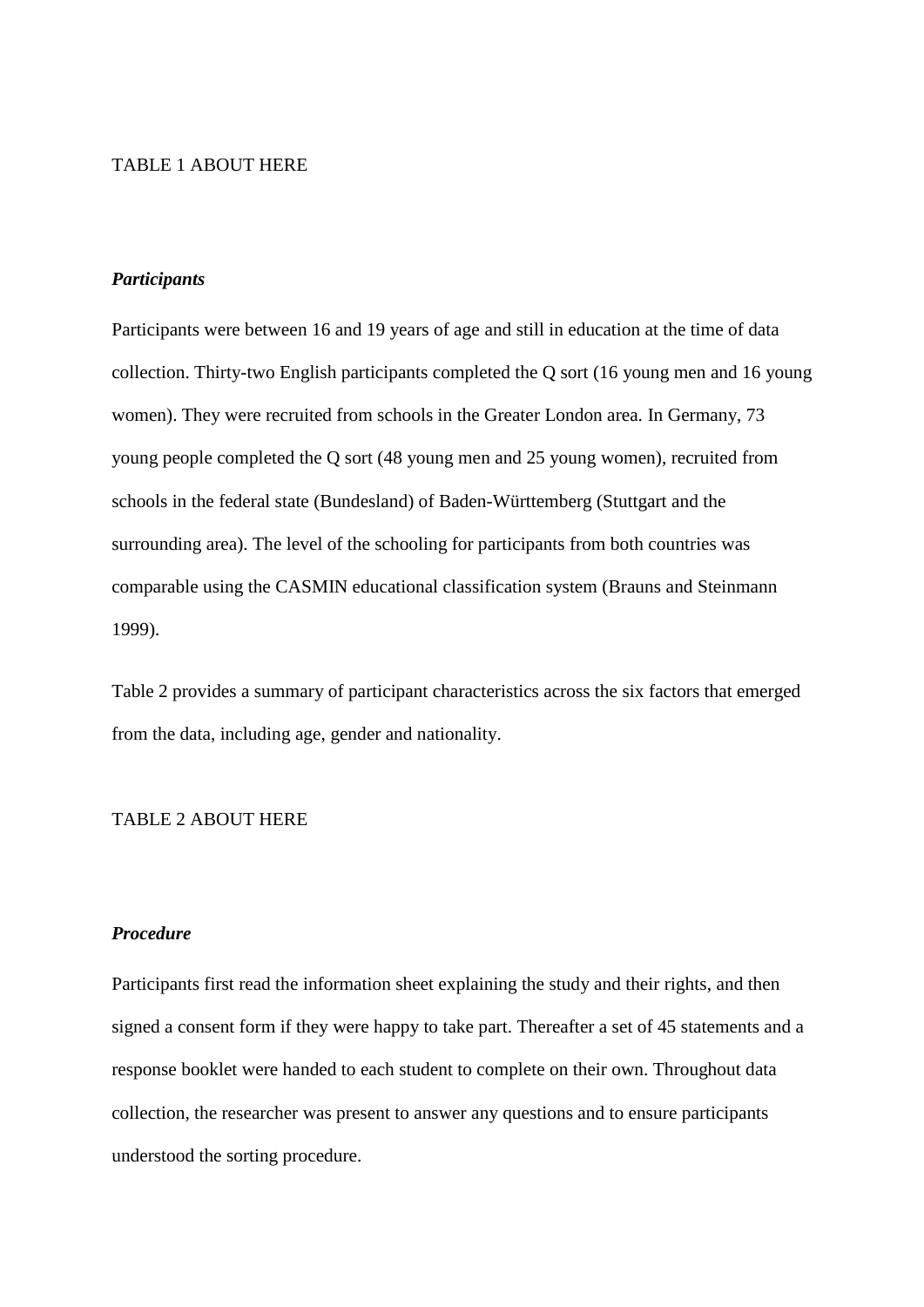TABLE 1 ABOUT HERE

***Participants***

Participants were between 16 and 19 years of age and still in education at the time of data collection. Thirty-two English participants completed the Q sort (16 young men and 16 young women). They were recruited from schools in the Greater London area. In Germany, 73 young people completed the Q sort (48 young men and 25 young women), recruited from schools in the federal state (Bundesland) of Baden-Württemberg (Stuttgart and the surrounding area). The level of the schooling for participants from both countries was comparable using the CASMIN educational classification system (Brauns and Steinmann 1999).

Table 2 provides a summary of participant characteristics across the six factors that emerged from the data, including age, gender and nationality.

TABLE 2 ABOUT HERE

***Procedure***

Participants first read the information sheet explaining the study and their rights, and then signed a consent form if they were happy to take part. Thereafter a set of 45 statements and a response booklet were handed to each student to complete on their own. Throughout data collection, the researcher was present to answer any questions and to ensure participants understood the sorting procedure.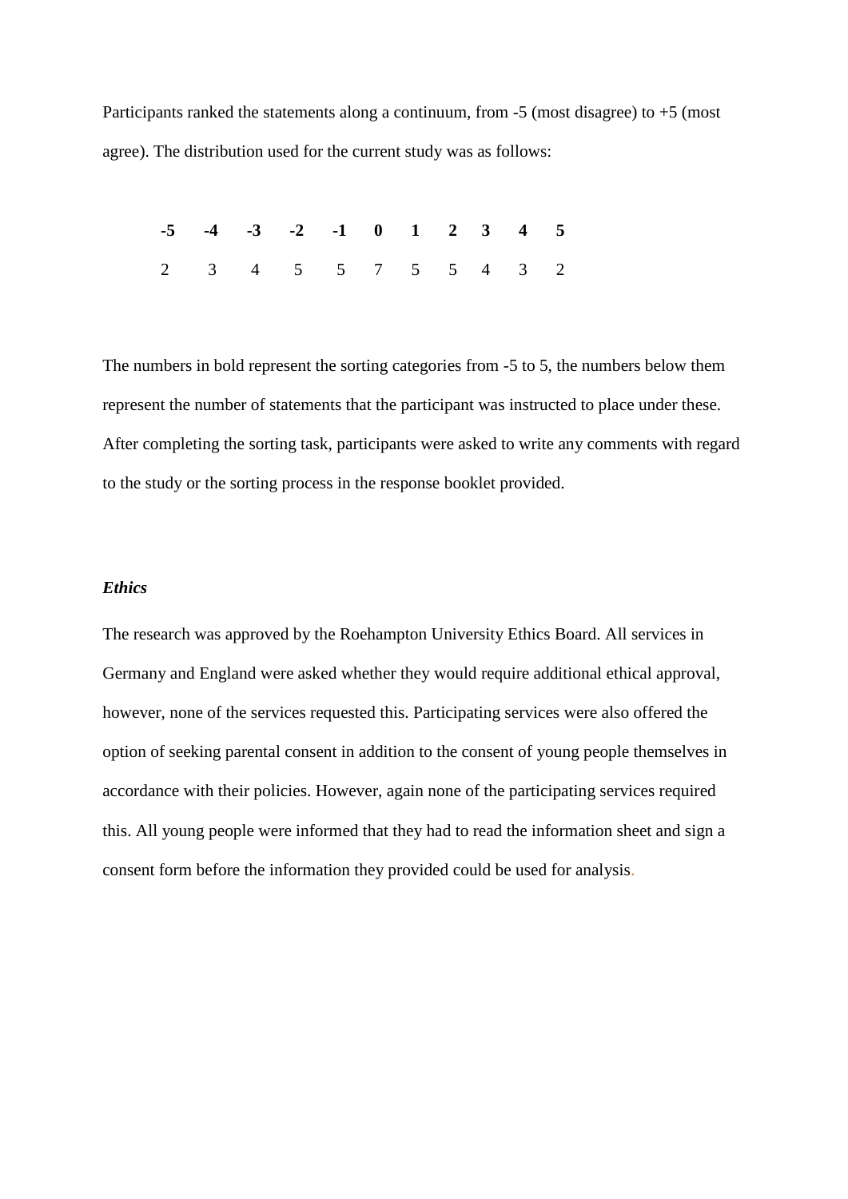Participants ranked the statements along a continuum, from -5 (most disagree) to +5 (most agree). The distribution used for the current study was as follows:

| **-5** | **-4** | **-3** | **-2** | **-1** | **0** | **1** | **2** | **3** | **4** | **5** |
|---|---|---|---|---|---|---|---|---|---|---|
| 2 | 3 | 4 | 5 | 5 | 7 | 5 | 5 | 4 | 3 | 2 |

The numbers in bold represent the sorting categories from -5 to 5, the numbers below them represent the number of statements that the participant was instructed to place under these. After completing the sorting task, participants were asked to write any comments with regard to the study or the sorting process in the response booklet provided.

***Ethics***

The research was approved by the Roehampton University Ethics Board. All services in Germany and England were asked whether they would require additional ethical approval, however, none of the services requested this. Participating services were also offered the option of seeking parental consent in addition to the consent of young people themselves in accordance with their policies. However, again none of the participating services required this. All young people were informed that they had to read the information sheet and sign a consent form before the information they provided could be used for analysis.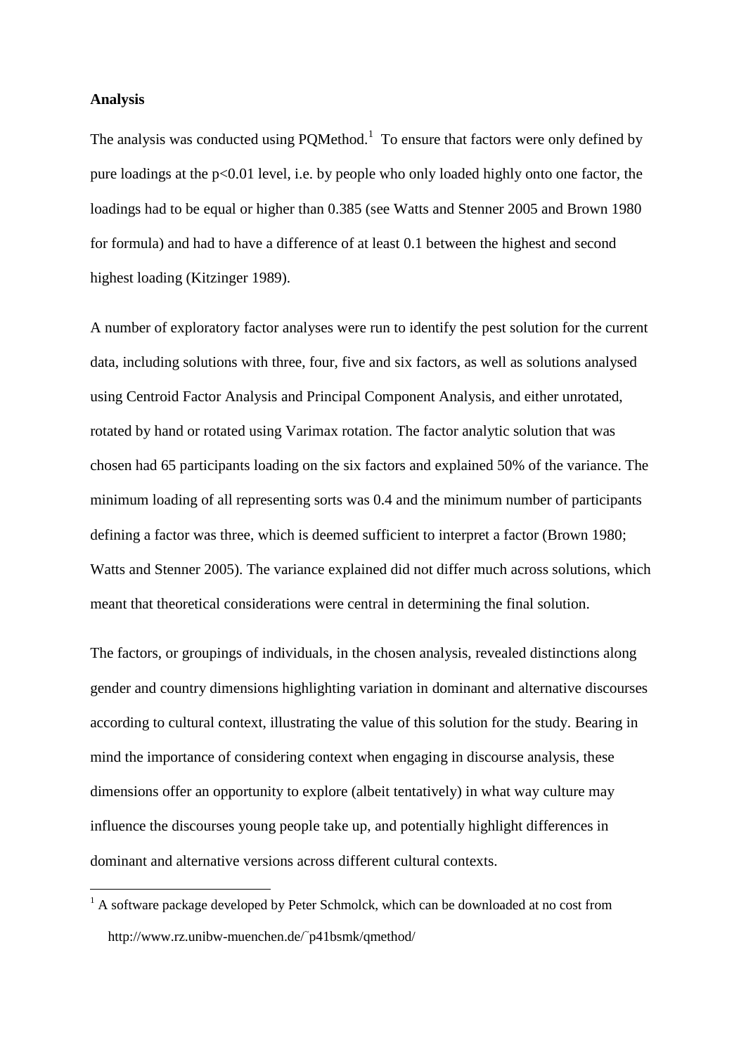**Analysis**

The analysis was conducted using PQMethod.[1] To ensure that factors were only defined by pure loadings at the $p<0.01$ level, i.e. by people who only loaded highly onto one factor, the loadings had to be equal or higher than 0.385 (see Watts and Stenner 2005 and Brown 1980 for formula) and had to have a difference of at least 0.1 between the highest and second highest loading (Kitzinger 1989).

A number of exploratory factor analyses were run to identify the pest solution for the current data, including solutions with three, four, five and six factors, as well as solutions analysed using Centroid Factor Analysis and Principal Component Analysis, and either unrotated, rotated by hand or rotated using Varimax rotation. The factor analytic solution that was chosen had 65 participants loading on the six factors and explained 50% of the variance. The minimum loading of all representing sorts was 0.4 and the minimum number of participants defining a factor was three, which is deemed sufficient to interpret a factor (Brown 1980; Watts and Stenner 2005). The variance explained did not differ much across solutions, which meant that theoretical considerations were central in determining the final solution.

The factors, or groupings of individuals, in the chosen analysis, revealed distinctions along gender and country dimensions highlighting variation in dominant and alternative discourses according to cultural context, illustrating the value of this solution for the study. Bearing in mind the importance of considering context when engaging in discourse analysis, these dimensions offer an opportunity to explore (albeit tentatively) in what way culture may influence the discourses young people take up, and potentially highlight differences in dominant and alternative versions across different cultural contexts.

---

[1] A software package developed by Peter Schmolck, which can be downloaded at no cost from http://www.rz.unibw-muenchen.de/~p41bsmk/qmethod/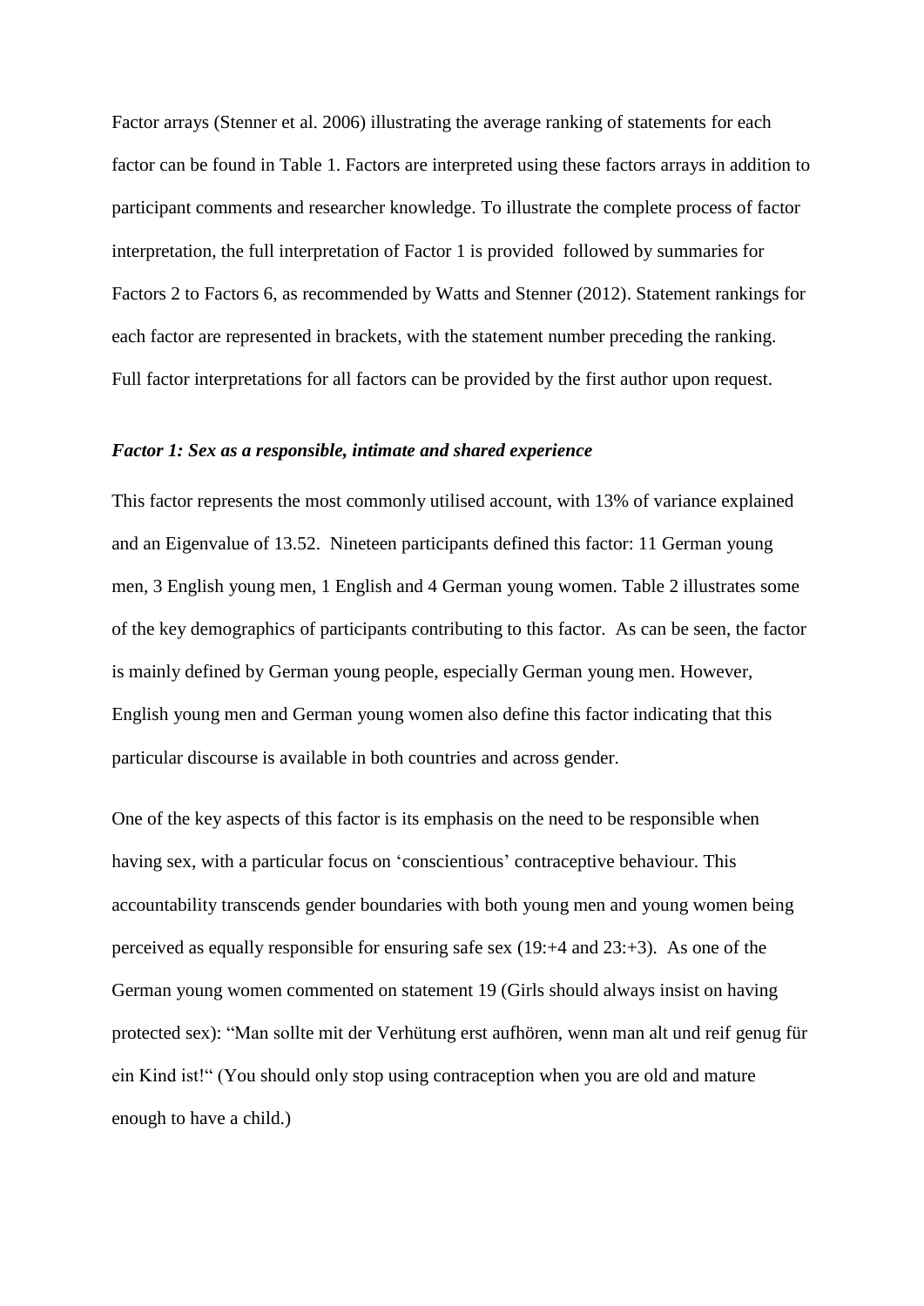Factor arrays (Stenner et al. 2006) illustrating the average ranking of statements for each factor can be found in Table 1. Factors are interpreted using these factors arrays in addition to participant comments and researcher knowledge. To illustrate the complete process of factor interpretation, the full interpretation of Factor 1 is provided followed by summaries for Factors 2 to Factors 6, as recommended by Watts and Stenner (2012). Statement rankings for each factor are represented in brackets, with the statement number preceding the ranking. Full factor interpretations for all factors can be provided by the first author upon request.

***Factor 1: Sex as a responsible, intimate and shared experience***

This factor represents the most commonly utilised account, with 13% of variance explained and an Eigenvalue of 13.52. Nineteen participants defined this factor: 11 German young men, 3 English young men, 1 English and 4 German young women. Table 2 illustrates some of the key demographics of participants contributing to this factor. As can be seen, the factor is mainly defined by German young people, especially German young men. However, English young men and German young women also define this factor indicating that this particular discourse is available in both countries and across gender.

One of the key aspects of this factor is its emphasis on the need to be responsible when having sex, with a particular focus on 'conscientious' contraceptive behaviour. This accountability transcends gender boundaries with both young men and young women being perceived as equally responsible for ensuring safe sex (19:+4 and 23:+3). As one of the German young women commented on statement 19 (Girls should always insist on having protected sex): "Man sollte mit der Verhütung erst aufhören, wenn man alt und reif genug für ein Kind ist!" (You should only stop using contraception when you are old and mature enough to have a child.)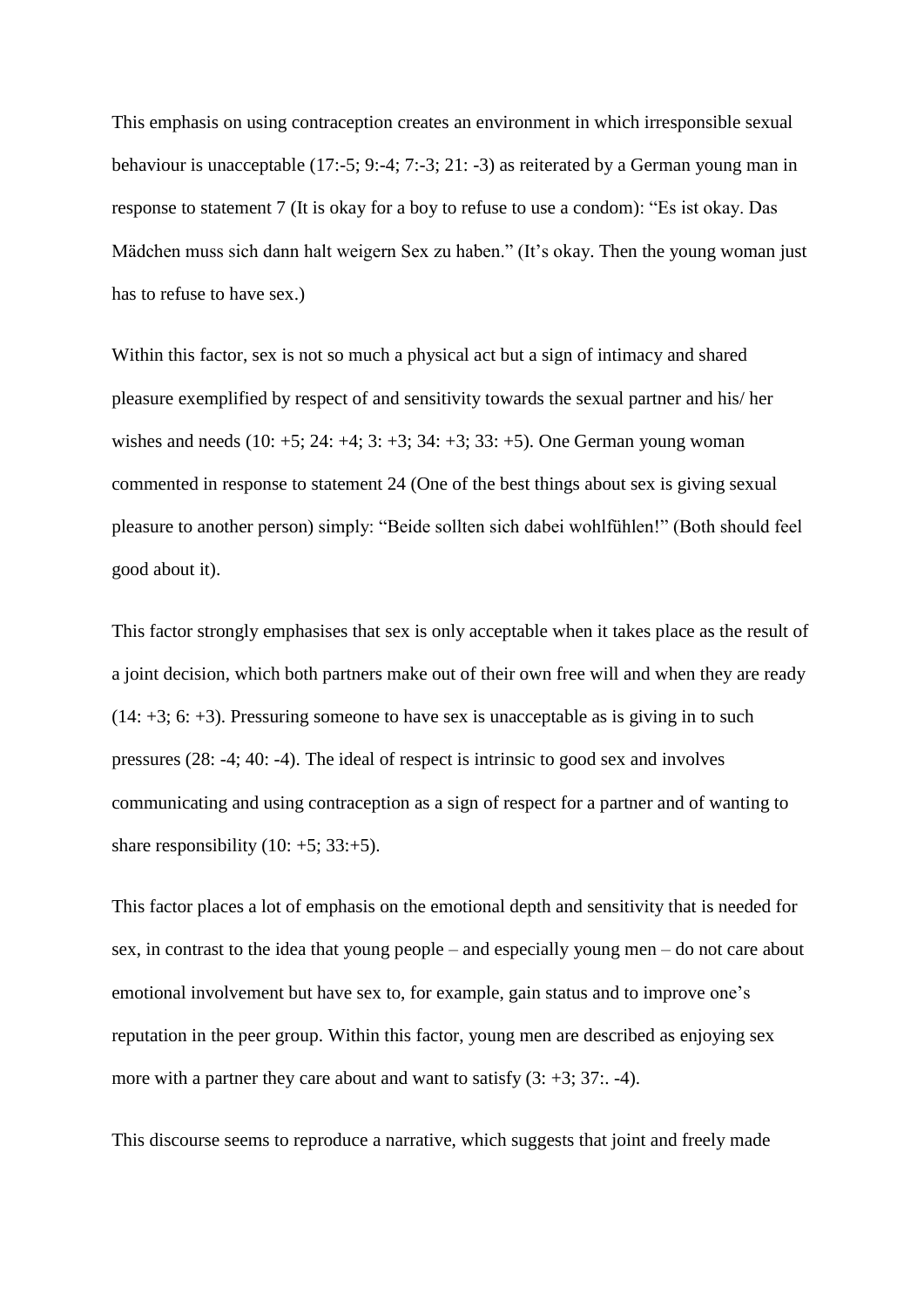This emphasis on using contraception creates an environment in which irresponsible sexual behaviour is unacceptable (17:-5; 9:-4; 7:-3; 21: -3) as reiterated by a German young man in response to statement 7 (It is okay for a boy to refuse to use a condom): “Es ist okay. Das Mädchen muss sich dann halt weigern Sex zu haben.” (It’s okay. Then the young woman just has to refuse to have sex.)

Within this factor, sex is not so much a physical act but a sign of intimacy and shared pleasure exemplified by respect of and sensitivity towards the sexual partner and his/ her wishes and needs (10: +5; 24: +4; 3: +3; 34: +3; 33: +5). One German young woman commented in response to statement 24 (One of the best things about sex is giving sexual pleasure to another person) simply: “Beide sollten sich dabei wohlfühlen!” (Both should feel good about it).

This factor strongly emphasises that sex is only acceptable when it takes place as the result of a joint decision, which both partners make out of their own free will and when they are ready (14: +3; 6: +3). Pressuring someone to have sex is unacceptable as is giving in to such pressures (28: -4; 40: -4). The ideal of respect is intrinsic to good sex and involves communicating and using contraception as a sign of respect for a partner and of wanting to share responsibility (10: +5; 33:+5).

This factor places a lot of emphasis on the emotional depth and sensitivity that is needed for sex, in contrast to the idea that young people – and especially young men – do not care about emotional involvement but have sex to, for example, gain status and to improve one’s reputation in the peer group. Within this factor, young men are described as enjoying sex more with a partner they care about and want to satisfy (3: +3; 37:. -4).

This discourse seems to reproduce a narrative, which suggests that joint and freely made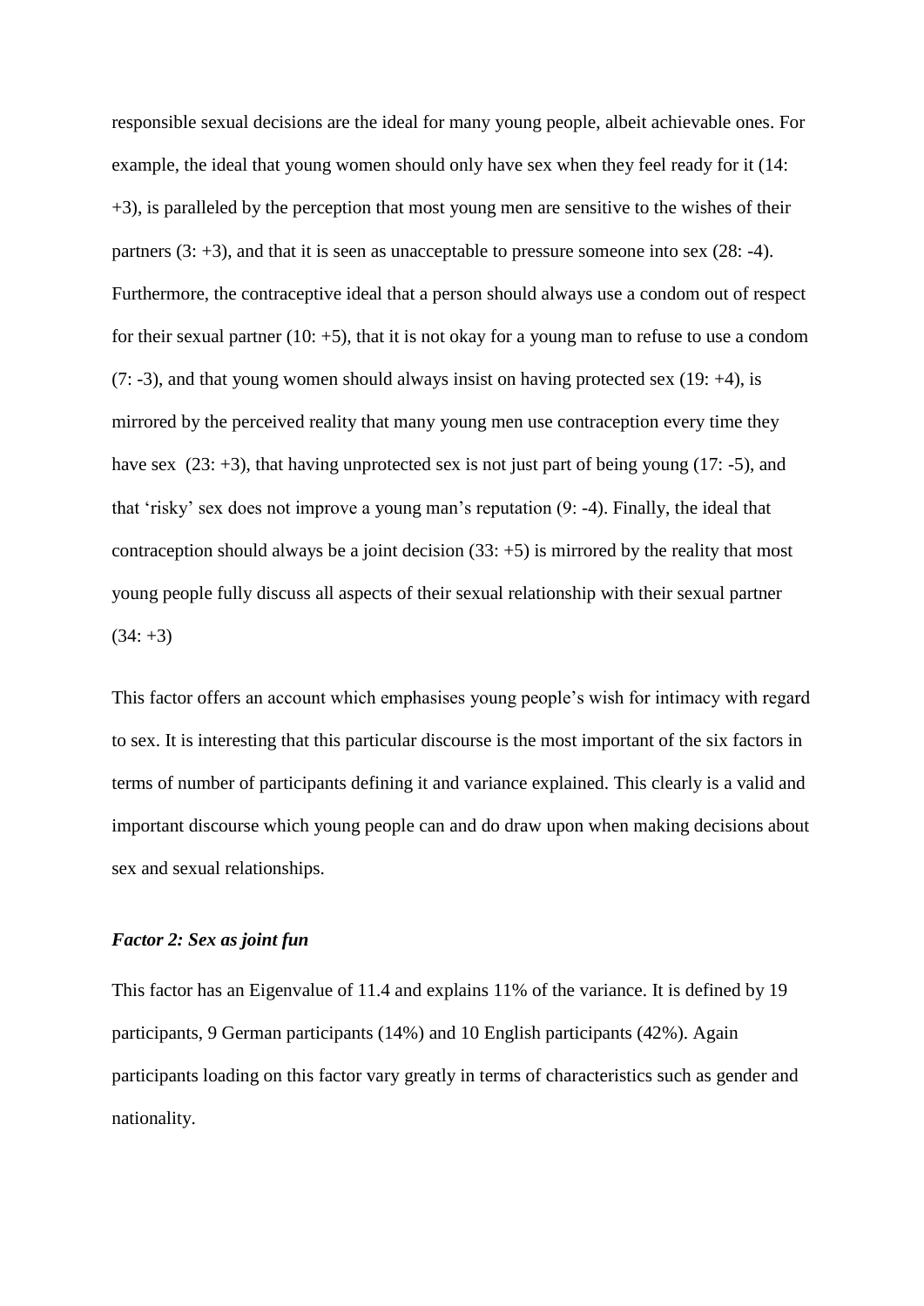responsible sexual decisions are the ideal for many young people, albeit achievable ones. For example, the ideal that young women should only have sex when they feel ready for it (14: +3), is paralleled by the perception that most young men are sensitive to the wishes of their partners (3: +3), and that it is seen as unacceptable to pressure someone into sex (28: -4). Furthermore, the contraceptive ideal that a person should always use a condom out of respect for their sexual partner (10: +5), that it is not okay for a young man to refuse to use a condom (7: -3), and that young women should always insist on having protected sex (19: +4), is mirrored by the perceived reality that many young men use contraception every time they have sex (23: +3), that having unprotected sex is not just part of being young (17: -5), and that 'risky' sex does not improve a young man's reputation (9: -4). Finally, the ideal that contraception should always be a joint decision (33: +5) is mirrored by the reality that most young people fully discuss all aspects of their sexual relationship with their sexual partner (34: +3)

This factor offers an account which emphasises young people's wish for intimacy with regard to sex. It is interesting that this particular discourse is the most important of the six factors in terms of number of participants defining it and variance explained. This clearly is a valid and important discourse which young people can and do draw upon when making decisions about sex and sexual relationships.

### *Factor 2: Sex as joint fun*

This factor has an Eigenvalue of 11.4 and explains 11% of the variance. It is defined by 19 participants, 9 German participants (14%) and 10 English participants (42%). Again participants loading on this factor vary greatly in terms of characteristics such as gender and nationality.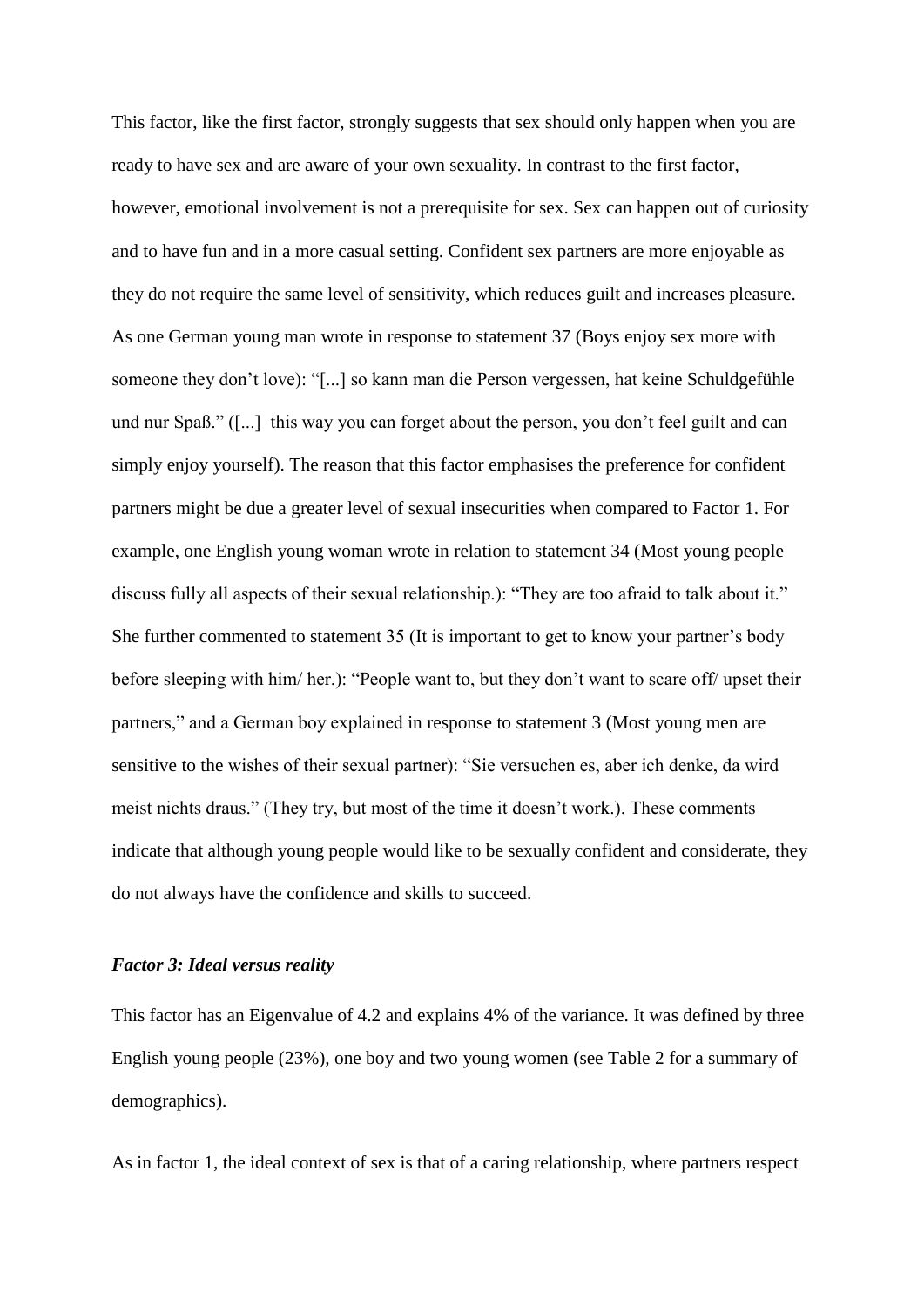This factor, like the first factor, strongly suggests that sex should only happen when you are ready to have sex and are aware of your own sexuality. In contrast to the first factor, however, emotional involvement is not a prerequisite for sex. Sex can happen out of curiosity and to have fun and in a more casual setting. Confident sex partners are more enjoyable as they do not require the same level of sensitivity, which reduces guilt and increases pleasure. As one German young man wrote in response to statement 37 (Boys enjoy sex more with someone they don't love): "[...] so kann man die Person vergessen, hat keine Schuldgefühle und nur Spaß." ([...]  this way you can forget about the person, you don't feel guilt and can simply enjoy yourself). The reason that this factor emphasises the preference for confident partners might be due a greater level of sexual insecurities when compared to Factor 1. For example, one English young woman wrote in relation to statement 34 (Most young people discuss fully all aspects of their sexual relationship.): "They are too afraid to talk about it." She further commented to statement 35 (It is important to get to know your partner's body before sleeping with him/ her.): "People want to, but they don't want to scare off/ upset their partners," and a German boy explained in response to statement 3 (Most young men are sensitive to the wishes of their sexual partner): "Sie versuchen es, aber ich denke, da wird meist nichts draus." (They try, but most of the time it doesn't work.). These comments indicate that although young people would like to be sexually confident and considerate, they do not always have the confidence and skills to succeed.

### *Factor 3: Ideal versus reality*

This factor has an Eigenvalue of 4.2 and explains 4% of the variance. It was defined by three English young people (23%), one boy and two young women (see Table 2 for a summary of demographics).

As in factor 1, the ideal context of sex is that of a caring relationship, where partners respect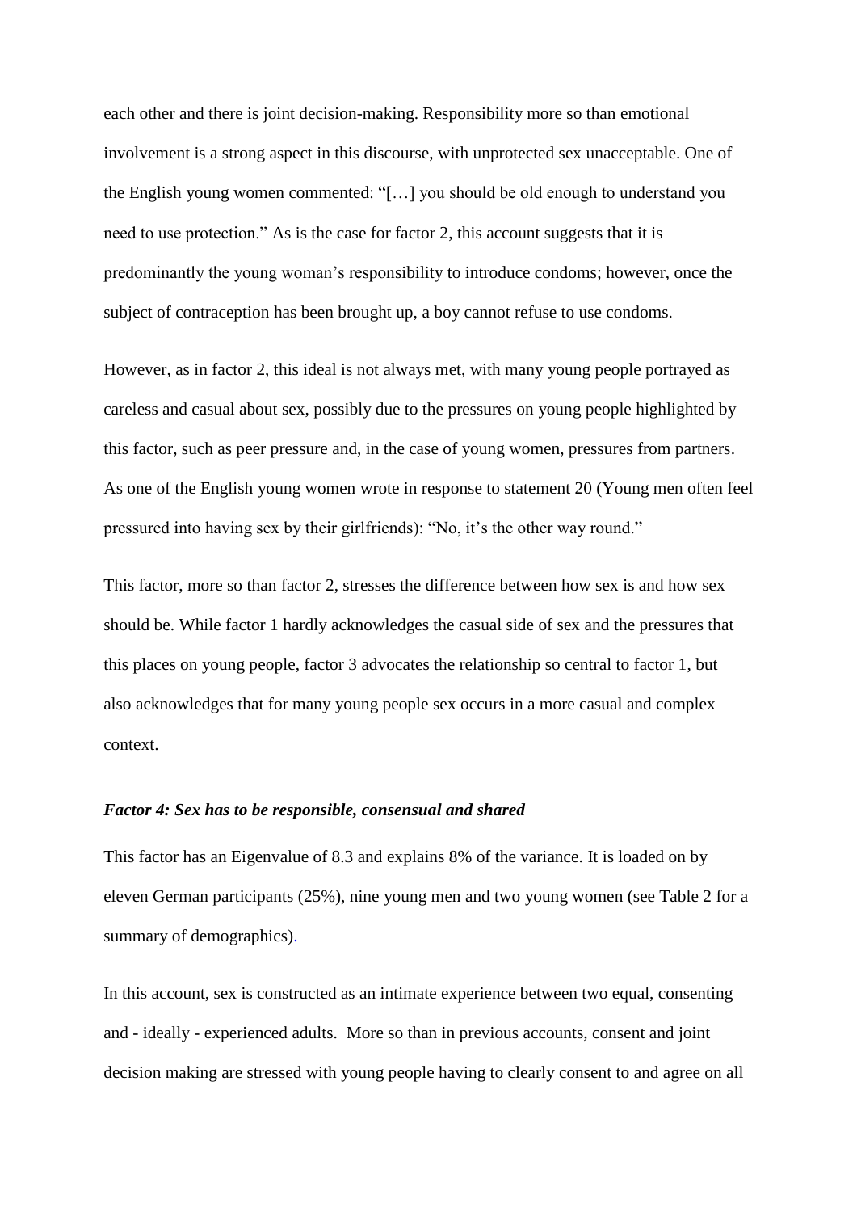each other and there is joint decision-making. Responsibility more so than emotional involvement is a strong aspect in this discourse, with unprotected sex unacceptable. One of the English young women commented: "[…] you should be old enough to understand you need to use protection." As is the case for factor 2, this account suggests that it is predominantly the young woman's responsibility to introduce condoms; however, once the subject of contraception has been brought up, a boy cannot refuse to use condoms.

However, as in factor 2, this ideal is not always met, with many young people portrayed as careless and casual about sex, possibly due to the pressures on young people highlighted by this factor, such as peer pressure and, in the case of young women, pressures from partners. As one of the English young women wrote in response to statement 20 (Young men often feel pressured into having sex by their girlfriends): "No, it's the other way round."

This factor, more so than factor 2, stresses the difference between how sex is and how sex should be. While factor 1 hardly acknowledges the casual side of sex and the pressures that this places on young people, factor 3 advocates the relationship so central to factor 1, but also acknowledges that for many young people sex occurs in a more casual and complex context.

### *Factor 4: Sex has to be responsible, consensual and shared*

This factor has an Eigenvalue of 8.3 and explains 8% of the variance. It is loaded on by eleven German participants (25%), nine young men and two young women (see Table 2 for a summary of demographics).

In this account, sex is constructed as an intimate experience between two equal, consenting and - ideally - experienced adults. More so than in previous accounts, consent and joint decision making are stressed with young people having to clearly consent to and agree on all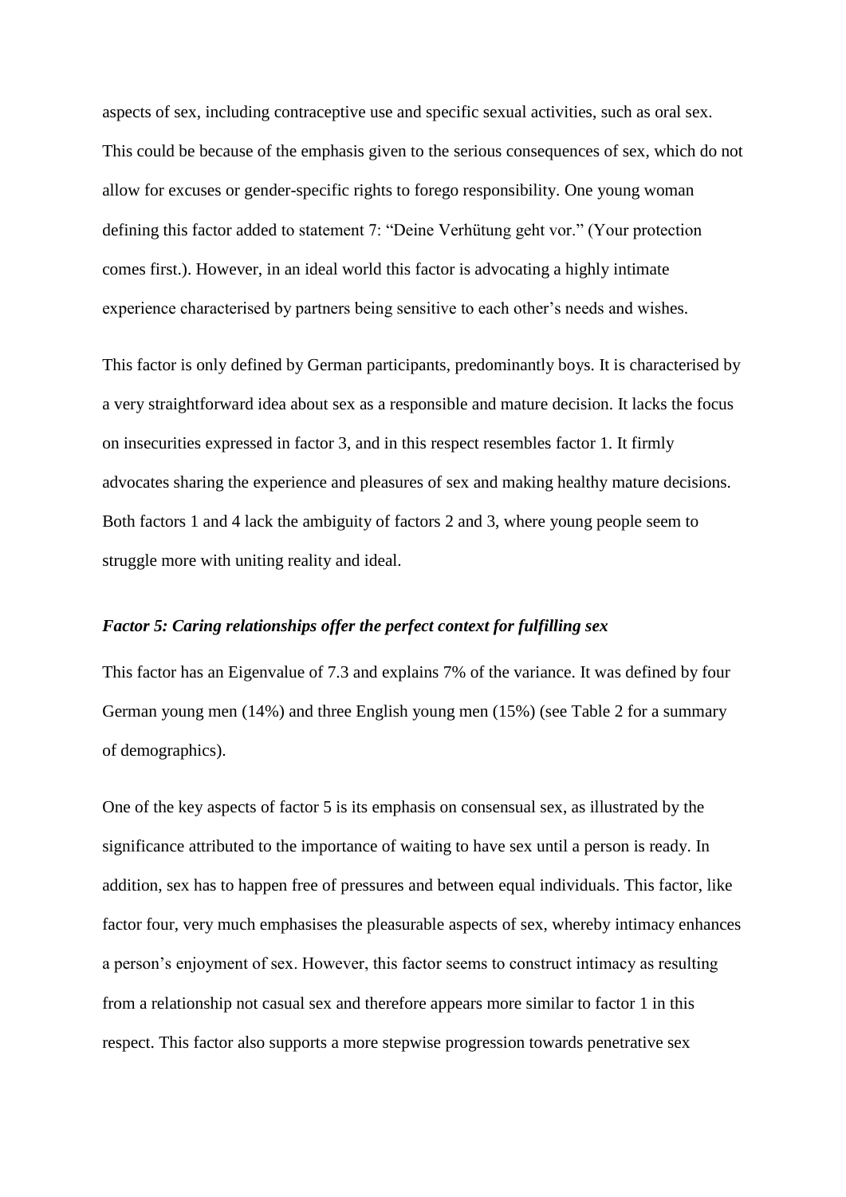aspects of sex, including contraceptive use and specific sexual activities, such as oral sex. This could be because of the emphasis given to the serious consequences of sex, which do not allow for excuses or gender-specific rights to forego responsibility. One young woman defining this factor added to statement 7: “Deine Verhütung geht vor.” (Your protection comes first.). However, in an ideal world this factor is advocating a highly intimate experience characterised by partners being sensitive to each other’s needs and wishes.

This factor is only defined by German participants, predominantly boys. It is characterised by a very straightforward idea about sex as a responsible and mature decision. It lacks the focus on insecurities expressed in factor 3, and in this respect resembles factor 1. It firmly advocates sharing the experience and pleasures of sex and making healthy mature decisions. Both factors 1 and 4 lack the ambiguity of factors 2 and 3, where young people seem to struggle more with uniting reality and ideal.

### *Factor 5: Caring relationships offer the perfect context for fulfilling sex*

This factor has an Eigenvalue of 7.3 and explains 7% of the variance. It was defined by four German young men (14%) and three English young men (15%) (see Table 2 for a summary of demographics).

One of the key aspects of factor 5 is its emphasis on consensual sex, as illustrated by the significance attributed to the importance of waiting to have sex until a person is ready. In addition, sex has to happen free of pressures and between equal individuals. This factor, like factor four, very much emphasises the pleasurable aspects of sex, whereby intimacy enhances a person’s enjoyment of sex. However, this factor seems to construct intimacy as resulting from a relationship not casual sex and therefore appears more similar to factor 1 in this respect. This factor also supports a more stepwise progression towards penetrative sex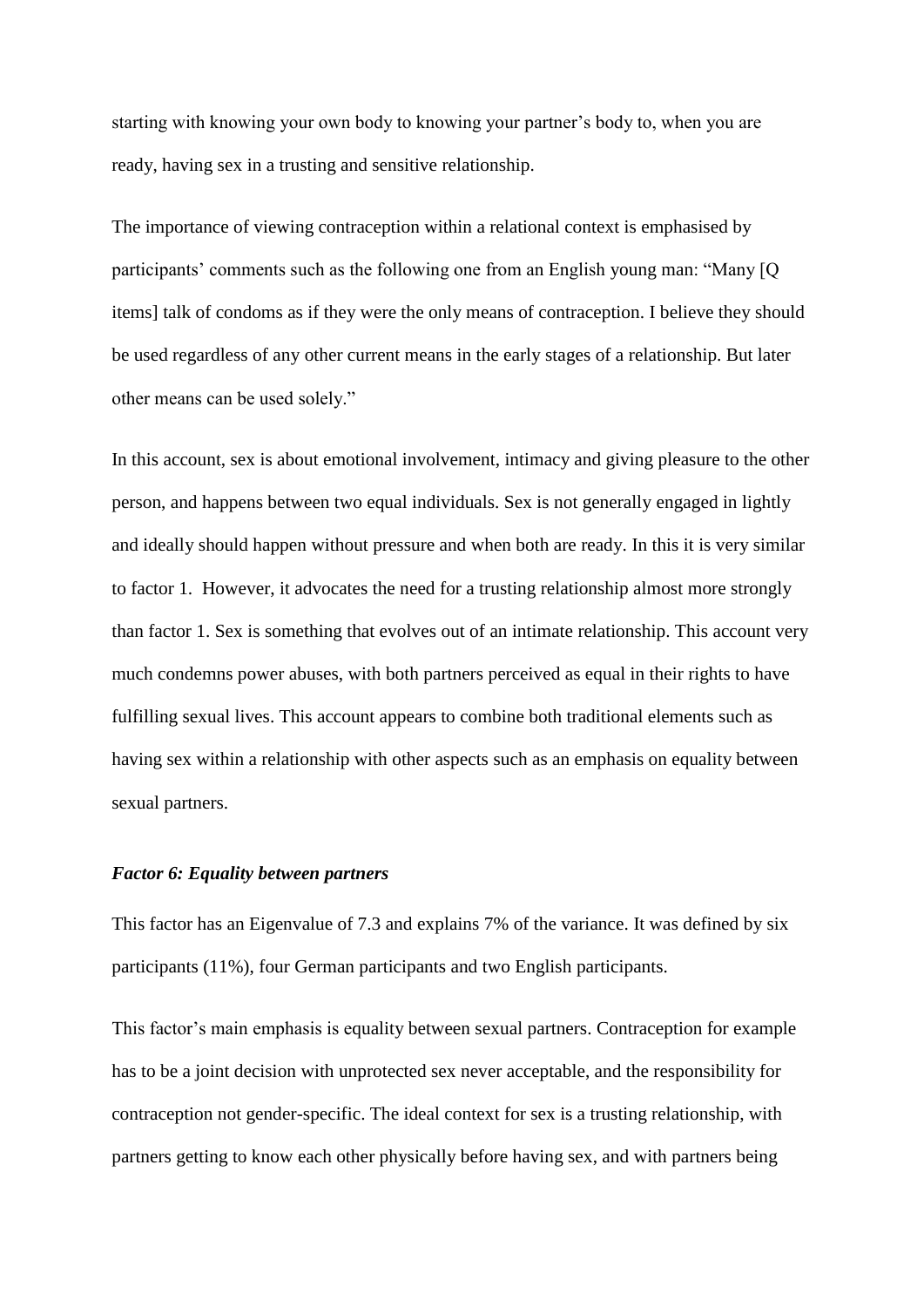starting with knowing your own body to knowing your partner's body to, when you are ready, having sex in a trusting and sensitive relationship.

The importance of viewing contraception within a relational context is emphasised by participants' comments such as the following one from an English young man: "Many [Q items] talk of condoms as if they were the only means of contraception. I believe they should be used regardless of any other current means in the early stages of a relationship. But later other means can be used solely."

In this account, sex is about emotional involvement, intimacy and giving pleasure to the other person, and happens between two equal individuals. Sex is not generally engaged in lightly and ideally should happen without pressure and when both are ready. In this it is very similar to factor 1. However, it advocates the need for a trusting relationship almost more strongly than factor 1. Sex is something that evolves out of an intimate relationship. This account very much condemns power abuses, with both partners perceived as equal in their rights to have fulfilling sexual lives. This account appears to combine both traditional elements such as having sex within a relationship with other aspects such as an emphasis on equality between sexual partners.

### *Factor 6: Equality between partners*

This factor has an Eigenvalue of 7.3 and explains 7% of the variance. It was defined by six participants (11%), four German participants and two English participants.

This factor's main emphasis is equality between sexual partners. Contraception for example has to be a joint decision with unprotected sex never acceptable, and the responsibility for contraception not gender-specific. The ideal context for sex is a trusting relationship, with partners getting to know each other physically before having sex, and with partners being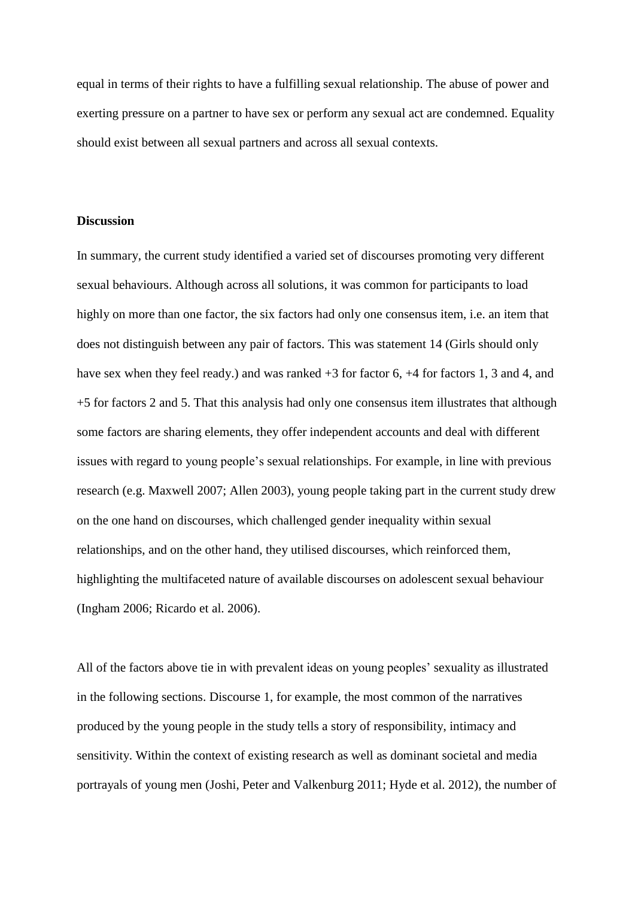equal in terms of their rights to have a fulfilling sexual relationship. The abuse of power and exerting pressure on a partner to have sex or perform any sexual act are condemned. Equality should exist between all sexual partners and across all sexual contexts.

**Discussion**

In summary, the current study identified a varied set of discourses promoting very different sexual behaviours. Although across all solutions, it was common for participants to load highly on more than one factor, the six factors had only one consensus item, i.e. an item that does not distinguish between any pair of factors. This was statement 14 (Girls should only have sex when they feel ready.) and was ranked +3 for factor 6, +4 for factors 1, 3 and 4, and +5 for factors 2 and 5. That this analysis had only one consensus item illustrates that although some factors are sharing elements, they offer independent accounts and deal with different issues with regard to young people's sexual relationships. For example, in line with previous research (e.g. Maxwell 2007; Allen 2003), young people taking part in the current study drew on the one hand on discourses, which challenged gender inequality within sexual relationships, and on the other hand, they utilised discourses, which reinforced them, highlighting the multifaceted nature of available discourses on adolescent sexual behaviour (Ingham 2006; Ricardo et al. 2006).

All of the factors above tie in with prevalent ideas on young peoples' sexuality as illustrated in the following sections. Discourse 1, for example, the most common of the narratives produced by the young people in the study tells a story of responsibility, intimacy and sensitivity. Within the context of existing research as well as dominant societal and media portrayals of young men (Joshi, Peter and Valkenburg 2011; Hyde et al. 2012), the number of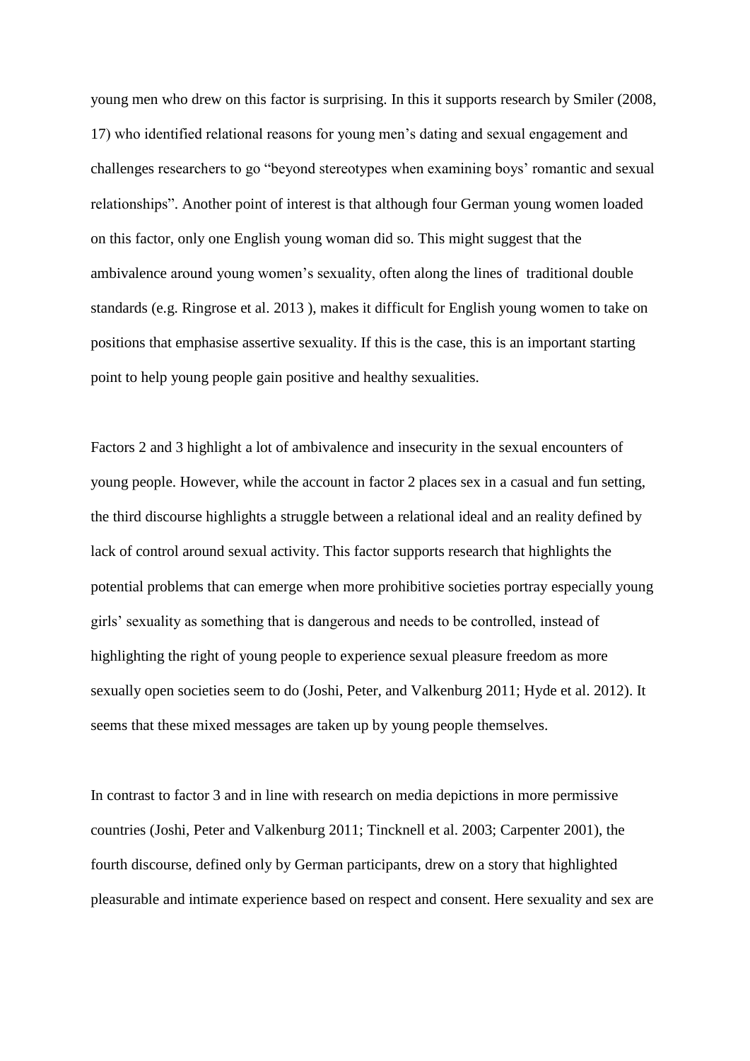young men who drew on this factor is surprising. In this it supports research by Smiler (2008, 17) who identified relational reasons for young men's dating and sexual engagement and challenges researchers to go "beyond stereotypes when examining boys' romantic and sexual relationships". Another point of interest is that although four German young women loaded on this factor, only one English young woman did so. This might suggest that the ambivalence around young women's sexuality, often along the lines of traditional double standards (e.g. Ringrose et al. 2013 ), makes it difficult for English young women to take on positions that emphasise assertive sexuality. If this is the case, this is an important starting point to help young people gain positive and healthy sexualities.

Factors 2 and 3 highlight a lot of ambivalence and insecurity in the sexual encounters of young people. However, while the account in factor 2 places sex in a casual and fun setting, the third discourse highlights a struggle between a relational ideal and an reality defined by lack of control around sexual activity. This factor supports research that highlights the potential problems that can emerge when more prohibitive societies portray especially young girls' sexuality as something that is dangerous and needs to be controlled, instead of highlighting the right of young people to experience sexual pleasure freedom as more sexually open societies seem to do (Joshi, Peter, and Valkenburg 2011; Hyde et al. 2012). It seems that these mixed messages are taken up by young people themselves.

In contrast to factor 3 and in line with research on media depictions in more permissive countries (Joshi, Peter and Valkenburg 2011; Tincknell et al. 2003; Carpenter 2001), the fourth discourse, defined only by German participants, drew on a story that highlighted pleasurable and intimate experience based on respect and consent. Here sexuality and sex are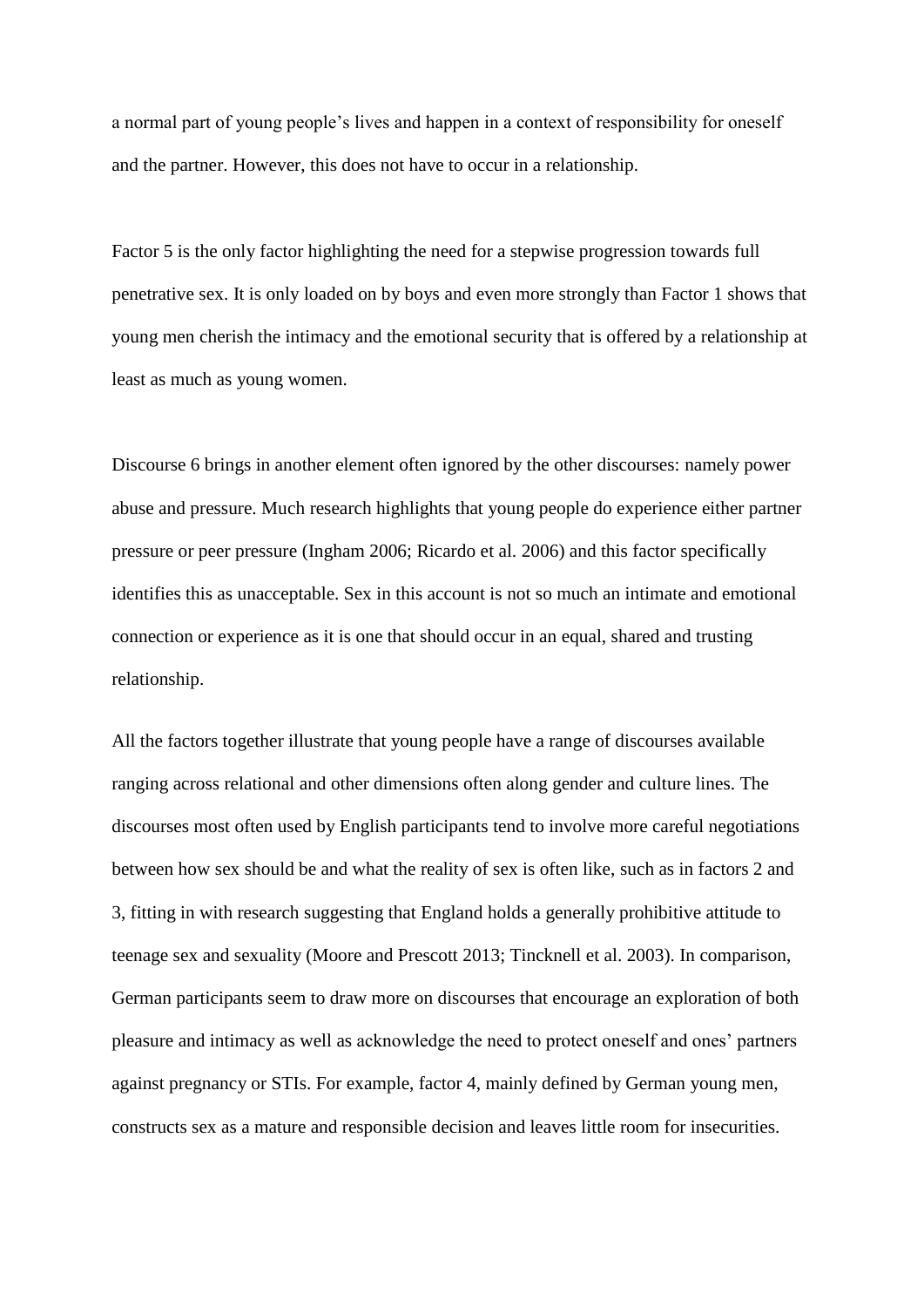a normal part of young people's lives and happen in a context of responsibility for oneself and the partner. However, this does not have to occur in a relationship.

Factor 5 is the only factor highlighting the need for a stepwise progression towards full penetrative sex. It is only loaded on by boys and even more strongly than Factor 1 shows that young men cherish the intimacy and the emotional security that is offered by a relationship at least as much as young women.

Discourse 6 brings in another element often ignored by the other discourses: namely power abuse and pressure. Much research highlights that young people do experience either partner pressure or peer pressure (Ingham 2006; Ricardo et al. 2006) and this factor specifically identifies this as unacceptable. Sex in this account is not so much an intimate and emotional connection or experience as it is one that should occur in an equal, shared and trusting relationship.

All the factors together illustrate that young people have a range of discourses available ranging across relational and other dimensions often along gender and culture lines. The discourses most often used by English participants tend to involve more careful negotiations between how sex should be and what the reality of sex is often like, such as in factors 2 and 3, fitting in with research suggesting that England holds a generally prohibitive attitude to teenage sex and sexuality (Moore and Prescott 2013; Tincknell et al. 2003). In comparison, German participants seem to draw more on discourses that encourage an exploration of both pleasure and intimacy as well as acknowledge the need to protect oneself and ones' partners against pregnancy or STIs. For example, factor 4, mainly defined by German young men, constructs sex as a mature and responsible decision and leaves little room for insecurities.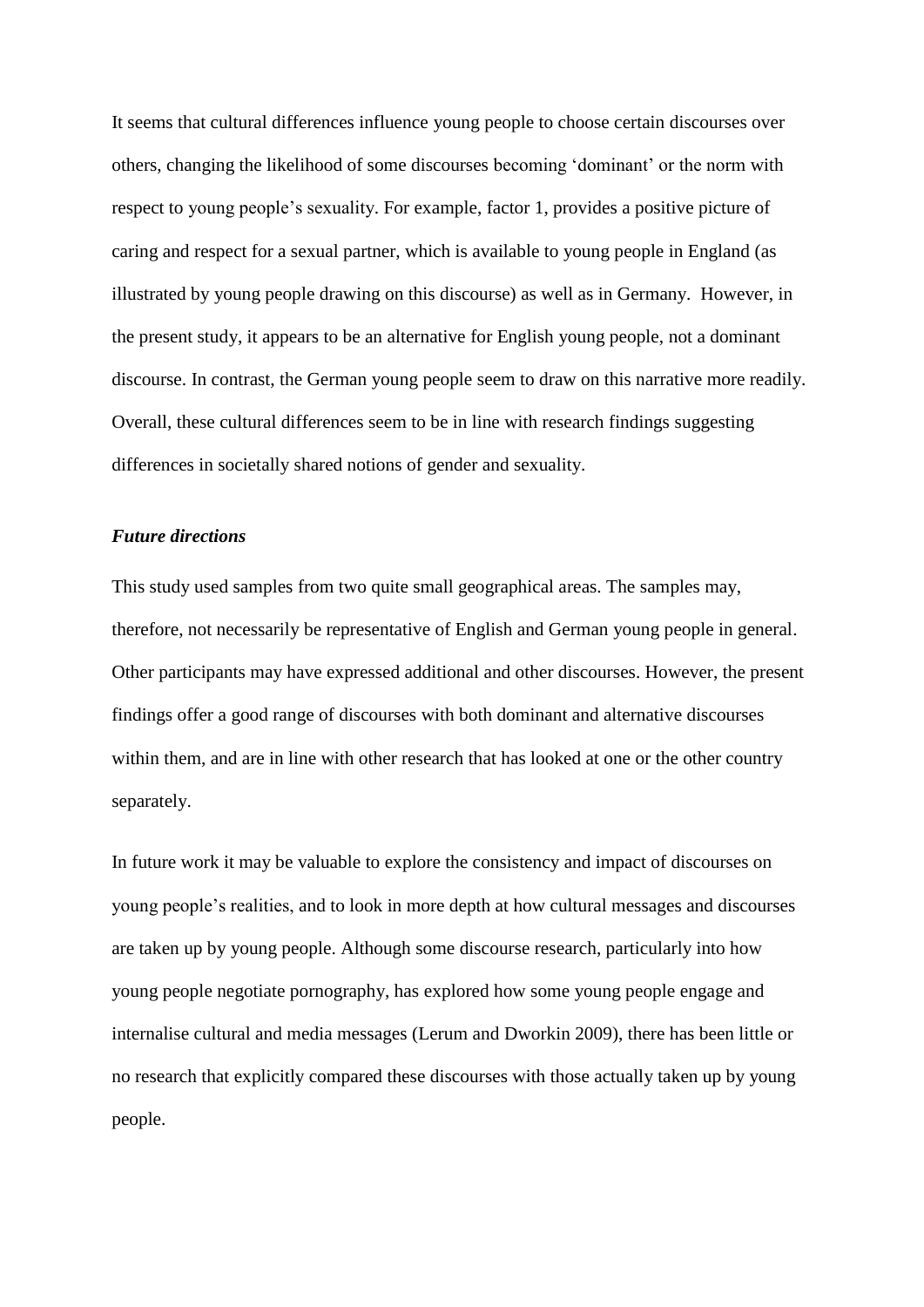It seems that cultural differences influence young people to choose certain discourses over others, changing the likelihood of some discourses becoming 'dominant' or the norm with respect to young people's sexuality. For example, factor 1, provides a positive picture of caring and respect for a sexual partner, which is available to young people in England (as illustrated by young people drawing on this discourse) as well as in Germany. However, in the present study, it appears to be an alternative for English young people, not a dominant discourse. In contrast, the German young people seem to draw on this narrative more readily. Overall, these cultural differences seem to be in line with research findings suggesting differences in societally shared notions of gender and sexuality.

### ***Future directions***

This study used samples from two quite small geographical areas. The samples may, therefore, not necessarily be representative of English and German young people in general. Other participants may have expressed additional and other discourses. However, the present findings offer a good range of discourses with both dominant and alternative discourses within them, and are in line with other research that has looked at one or the other country separately.

In future work it may be valuable to explore the consistency and impact of discourses on young people's realities, and to look in more depth at how cultural messages and discourses are taken up by young people. Although some discourse research, particularly into how young people negotiate pornography, has explored how some young people engage and internalise cultural and media messages (Lerum and Dworkin 2009), there has been little or no research that explicitly compared these discourses with those actually taken up by young people.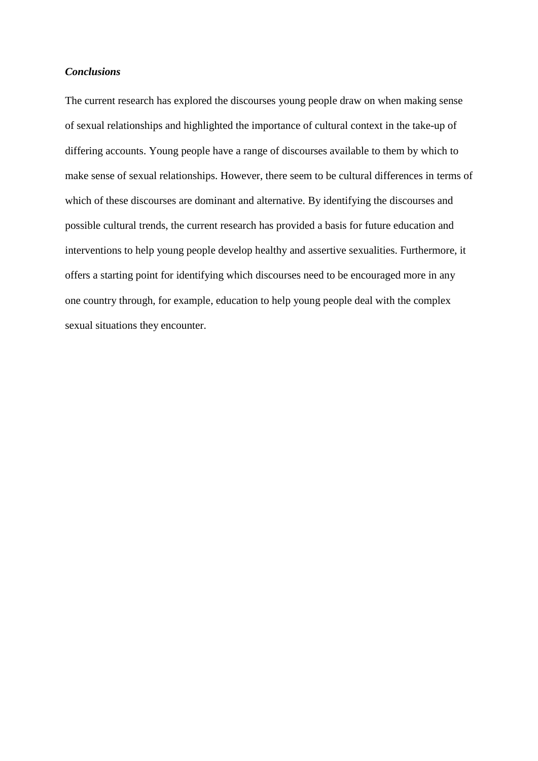### *Conclusions*

The current research has explored the discourses young people draw on when making sense of sexual relationships and highlighted the importance of cultural context in the take-up of differing accounts. Young people have a range of discourses available to them by which to make sense of sexual relationships. However, there seem to be cultural differences in terms of which of these discourses are dominant and alternative. By identifying the discourses and possible cultural trends, the current research has provided a basis for future education and interventions to help young people develop healthy and assertive sexualities. Furthermore, it offers a starting point for identifying which discourses need to be encouraged more in any one country through, for example, education to help young people deal with the complex sexual situations they encounter.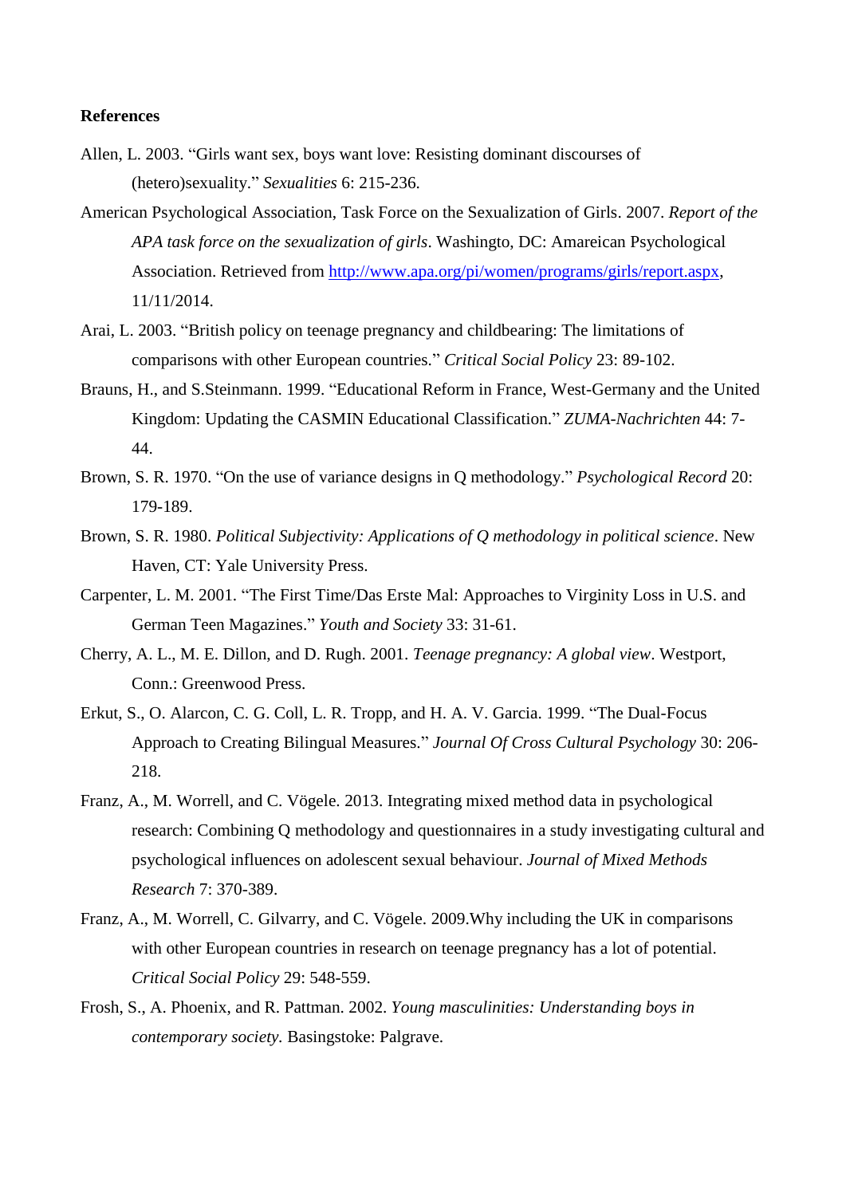**References**

Allen, L. 2003. "Girls want sex, boys want love: Resisting dominant discourses of (hetero)sexuality." *Sexualities* 6: 215-236.

American Psychological Association, Task Force on the Sexualization of Girls. 2007. *Report of the APA task force on the sexualization of girls*. Washingto, DC: Amareican Psychological Association. Retrieved from http://www.apa.org/pi/women/programs/girls/report.aspx, 11/11/2014.

Arai, L. 2003. "British policy on teenage pregnancy and childbearing: The limitations of comparisons with other European countries." *Critical Social Policy* 23: 89-102.

Brauns, H., and S.Steinmann. 1999. "Educational Reform in France, West-Germany and the United Kingdom: Updating the CASMIN Educational Classification." *ZUMA-Nachrichten* 44: 7-44.

Brown, S. R. 1970. "On the use of variance designs in Q methodology." *Psychological Record* 20: 179-189.

Brown, S. R. 1980. *Political Subjectivity: Applications of Q methodology in political science*. New Haven, CT: Yale University Press.

Carpenter, L. M. 2001. "The First Time/Das Erste Mal: Approaches to Virginity Loss in U.S. and German Teen Magazines." *Youth and Society* 33: 31-61.

Cherry, A. L., M. E. Dillon, and D. Rugh. 2001. *Teenage pregnancy: A global view*. Westport, Conn.: Greenwood Press.

Erkut, S., O. Alarcon, C. G. Coll, L. R. Tropp, and H. A. V. Garcia. 1999. "The Dual-Focus Approach to Creating Bilingual Measures." *Journal Of Cross Cultural Psychology* 30: 206-218.

Franz, A., M. Worrell, and C. Vögele. 2013. Integrating mixed method data in psychological research: Combining Q methodology and questionnaires in a study investigating cultural and psychological influences on adolescent sexual behaviour. *Journal of Mixed Methods Research* 7: 370-389.

Franz, A., M. Worrell, C. Gilvarry, and C. Vögele. 2009.Why including the UK in comparisons with other European countries in research on teenage pregnancy has a lot of potential. *Critical Social Policy* 29: 548-559.

Frosh, S., A. Phoenix, and R. Pattman. 2002. *Young masculinities: Understanding boys in contemporary society.* Basingstoke: Palgrave.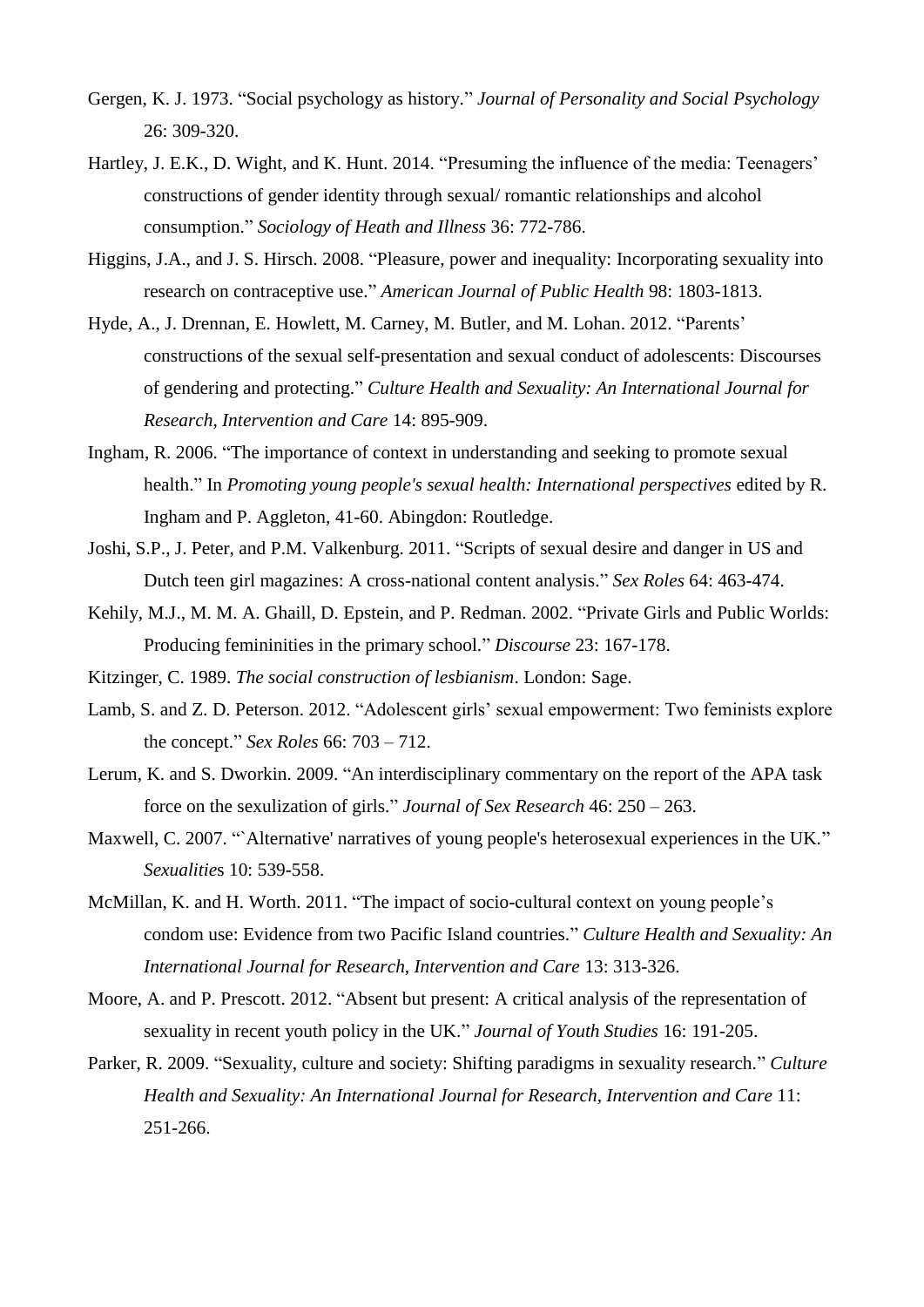Gergen, K. J. 1973. "Social psychology as history." *Journal of Personality and Social Psychology* 26: 309-320.

Hartley, J. E.K., D. Wight, and K. Hunt. 2014. "Presuming the influence of the media: Teenagers' constructions of gender identity through sexual/ romantic relationships and alcohol consumption." *Sociology of Heath and Illness* 36: 772-786.

Higgins, J.A., and J. S. Hirsch. 2008. "Pleasure, power and inequality: Incorporating sexuality into research on contraceptive use." *American Journal of Public Health* 98: 1803-1813.

Hyde, A., J. Drennan, E. Howlett, M. Carney, M. Butler, and M. Lohan. 2012. "Parents' constructions of the sexual self-presentation and sexual conduct of adolescents: Discourses of gendering and protecting." *Culture Health and Sexuality: An International Journal for Research, Intervention and Care* 14: 895-909.

Ingham, R. 2006. "The importance of context in understanding and seeking to promote sexual health." In *Promoting young people's sexual health: International perspectives* edited by R. Ingham and P. Aggleton, 41-60. Abingdon: Routledge.

Joshi, S.P., J. Peter, and P.M. Valkenburg. 2011. "Scripts of sexual desire and danger in US and Dutch teen girl magazines: A cross-national content analysis." *Sex Roles* 64: 463-474.

Kehily, M.J., M. M. A. Ghaill, D. Epstein, and P. Redman. 2002. "Private Girls and Public Worlds: Producing femininities in the primary school." *Discourse* 23: 167-178.

Kitzinger, C. 1989. *The social construction of lesbianism*. London: Sage.

Lamb, S. and Z. D. Peterson. 2012. "Adolescent girls' sexual empowerment: Two feminists explore the concept." *Sex Roles* 66: 703 – 712.

Lerum, K. and S. Dworkin. 2009. "An interdisciplinary commentary on the report of the APA task force on the sexulization of girls." *Journal of Sex Research* 46: 250 – 263.

Maxwell, C. 2007. "`Alternative' narratives of young people's heterosexual experiences in the UK." *Sexualities* 10: 539-558.

McMillan, K. and H. Worth. 2011. "The impact of socio-cultural context on young people's condom use: Evidence from two Pacific Island countries." *Culture Health and Sexuality: An International Journal for Research, Intervention and Care* 13: 313-326.

Moore, A. and P. Prescott. 2012. "Absent but present: A critical analysis of the representation of sexuality in recent youth policy in the UK." *Journal of Youth Studies* 16: 191-205.

Parker, R. 2009. "Sexuality, culture and society: Shifting paradigms in sexuality research." *Culture Health and Sexuality: An International Journal for Research, Intervention and Care* 11: 251-266.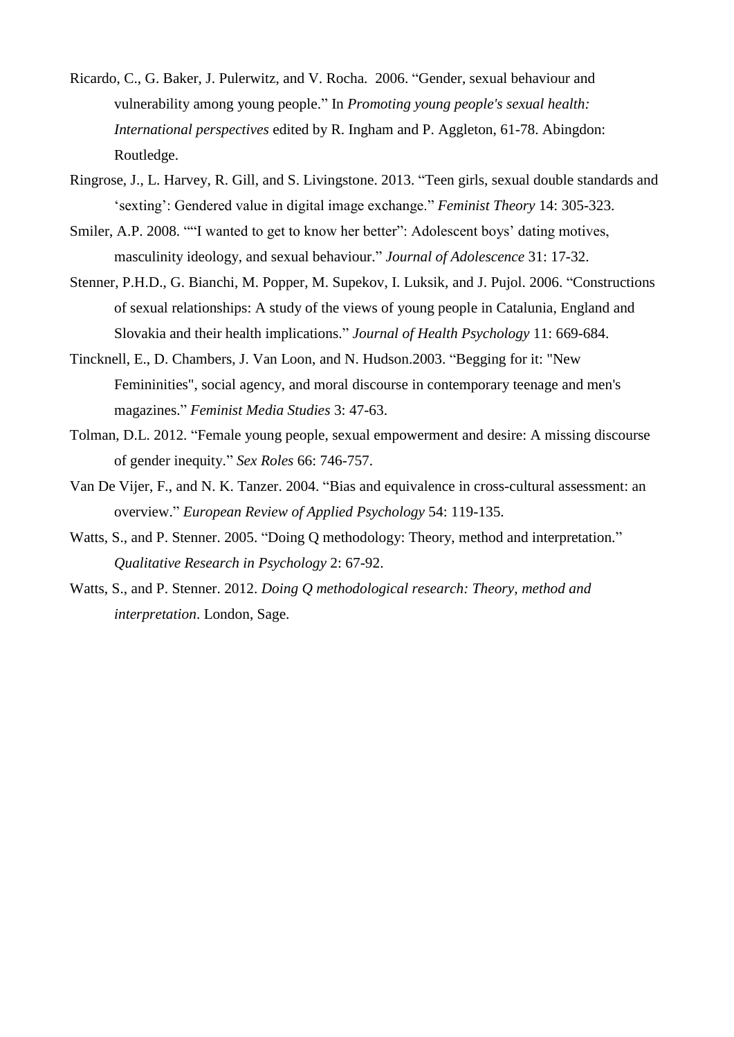Ricardo, C., G. Baker, J. Pulerwitz, and V. Rocha.  2006. "Gender, sexual behaviour and vulnerability among young people." In *Promoting young people's sexual health: International perspectives* edited by R. Ingham and P. Aggleton, 61-78. Abingdon: Routledge.

Ringrose, J., L. Harvey, R. Gill, and S. Livingstone. 2013. "Teen girls, sexual double standards and 'sexting': Gendered value in digital image exchange." *Feminist Theory* 14: 305-323.

Smiler, A.P. 2008. ""I wanted to get to know her better": Adolescent boys' dating motives, masculinity ideology, and sexual behaviour." *Journal of Adolescence* 31: 17-32.

Stenner, P.H.D., G. Bianchi, M. Popper, M. Supekov, I. Luksik, and J. Pujol. 2006. "Constructions of sexual relationships: A study of the views of young people in Catalunia, England and Slovakia and their health implications." *Journal of Health Psychology* 11: 669-684.

Tincknell, E., D. Chambers, J. Van Loon, and N. Hudson.2003. "Begging for it: "New Femininities", social agency, and moral discourse in contemporary teenage and men's magazines." *Feminist Media Studies* 3: 47-63.

Tolman, D.L. 2012. "Female young people, sexual empowerment and desire: A missing discourse of gender inequity." *Sex Roles* 66: 746-757.

Van De Vijer, F., and N. K. Tanzer. 2004. "Bias and equivalence in cross-cultural assessment: an overview." *European Review of Applied Psychology* 54: 119-135.

Watts, S., and P. Stenner. 2005. "Doing Q methodology: Theory, method and interpretation." *Qualitative Research in Psychology* 2: 67-92.

Watts, S., and P. Stenner. 2012. *Doing Q methodological research: Theory, method and interpretation*. London, Sage.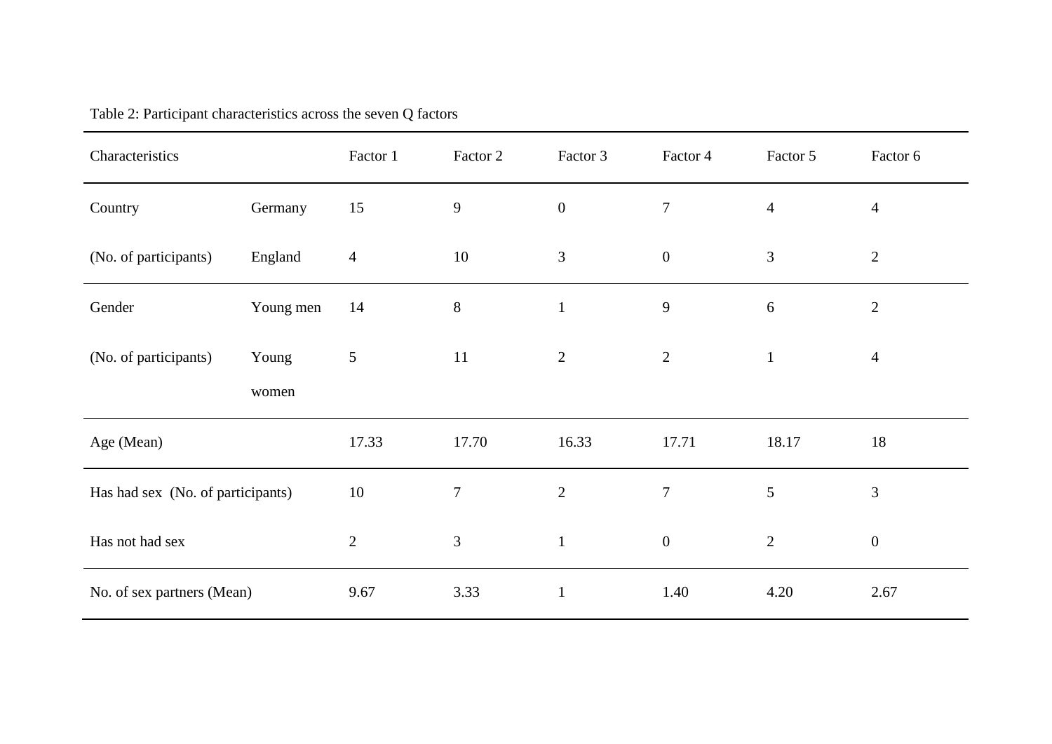Table 2: Participant characteristics across the seven Q factors

| Characteristics | | Factor 1 | Factor 2 | Factor 3 | Factor 4 | Factor 5 | Factor 6 |
|---|---|---|---|---|---|---|---|
| Country | Germany | 15 | 9 | 0 | 7 | 4 | 4 |
| (No. of participants) | England | 4 | 10 | 3 | 0 | 3 | 2 |
| Gender | Young men | 14 | 8 | 1 | 9 | 6 | 2 |
| (No. of participants) | Young women | 5 | 11 | 2 | 2 | 1 | 4 |
| Age (Mean) | | 17.33 | 17.70 | 16.33 | 17.71 | 18.17 | 18 |
| Has had sex (No. of participants) | | 10 | 7 | 2 | 7 | 5 | 3 |
| Has not had sex | | 2 | 3 | 1 | 0 | 2 | 0 |
| No. of sex partners (Mean) | | 9.67 | 3.33 | 1 | 1.40 | 4.20 | 2.67 |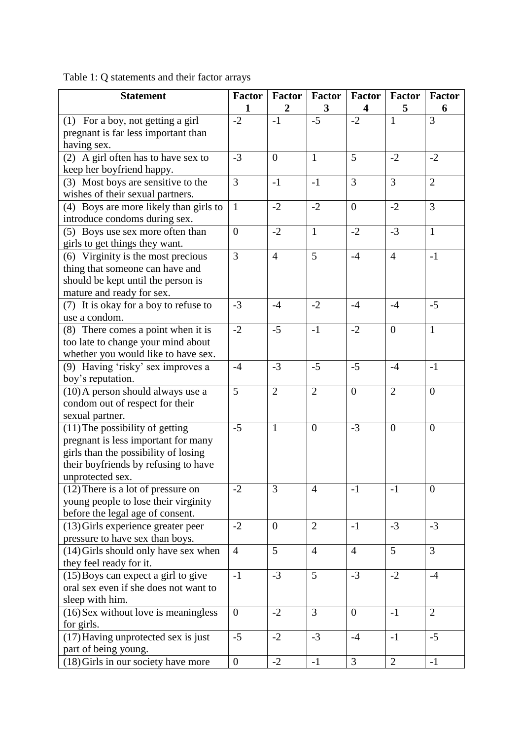Table 1: Q statements and their factor arrays

| Statement | Factor 1 | Factor 2 | Factor 3 | Factor 4 | Factor 5 | Factor 6 |
|---|---|---|---|---|---|---|
| (1) For a boy, not getting a girl pregnant is far less important than having sex. | -2 | -1 | -5 | -2 | 1 | 3 |
| (2) A girl often has to have sex to keep her boyfriend happy. | -3 | 0 | 1 | 5 | -2 | -2 |
| (3) Most boys are sensitive to the wishes of their sexual partners. | 3 | -1 | -1 | 3 | 3 | 2 |
| (4) Boys are more likely than girls to introduce condoms during sex. | 1 | -2 | -2 | 0 | -2 | 3 |
| (5) Boys use sex more often than girls to get things they want. | 0 | -2 | 1 | -2 | -3 | 1 |
| (6) Virginity is the most precious thing that someone can have and should be kept until the person is mature and ready for sex. | 3 | 4 | 5 | -4 | 4 | -1 |
| (7) It is okay for a boy to refuse to use a condom. | -3 | -4 | -2 | -4 | -4 | -5 |
| (8) There comes a point when it is too late to change your mind about whether you would like to have sex. | -2 | -5 | -1 | -2 | 0 | 1 |
| (9) Having 'risky' sex improves a boy's reputation. | -4 | -3 | -5 | -5 | -4 | -1 |
| (10) A person should always use a condom out of respect for their sexual partner. | 5 | 2 | 2 | 0 | 2 | 0 |
| (11) The possibility of getting pregnant is less important for many girls than the possibility of losing their boyfriends by refusing to have unprotected sex. | -5 | 1 | 0 | -3 | 0 | 0 |
| (12) There is a lot of pressure on young people to lose their virginity before the legal age of consent. | -2 | 3 | 4 | -1 | -1 | 0 |
| (13) Girls experience greater peer pressure to have sex than boys. | -2 | 0 | 2 | -1 | -3 | -3 |
| (14) Girls should only have sex when they feel ready for it. | 4 | 5 | 4 | 4 | 5 | 3 |
| (15) Boys can expect a girl to give oral sex even if she does not want to sleep with him. | -1 | -3 | 5 | -3 | -2 | -4 |
| (16) Sex without love is meaningless for girls. | 0 | -2 | 3 | 0 | -1 | 2 |
| (17) Having unprotected sex is just part of being young. | -5 | -2 | -3 | -4 | -1 | -5 |
| (18) Girls in our society have more | 0 | -2 | -1 | 3 | 2 | -1 |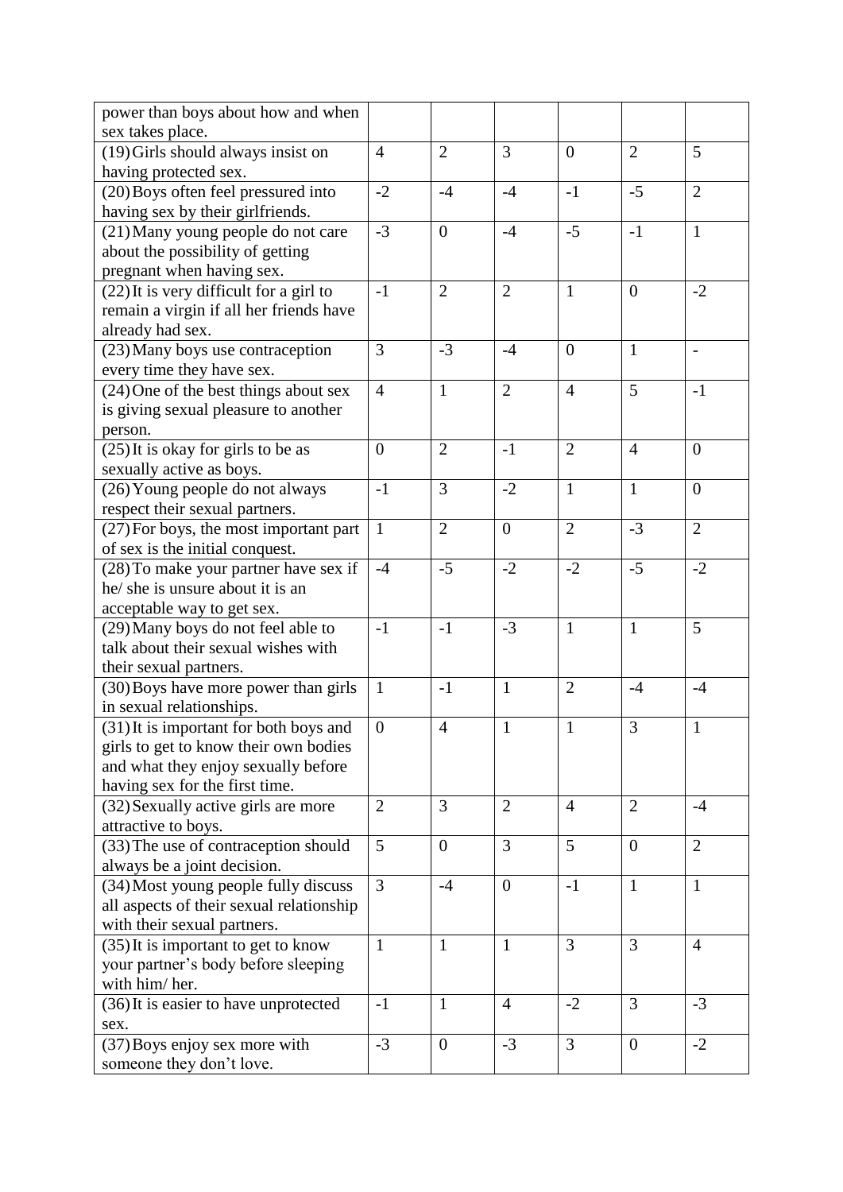| | | | | | | |
|---|---|---|---|---|---|---|
| power than boys about how and when sex takes place. | | | | | | |
| (19) Girls should always insist on having protected sex. | 4 | 2 | 3 | 0 | 2 | 5 |
| (20) Boys often feel pressured into having sex by their girlfriends. | -2 | -4 | -4 | -1 | -5 | 2 |
| (21) Many young people do not care about the possibility of getting pregnant when having sex. | -3 | 0 | -4 | -5 | -1 | 1 |
| (22) It is very difficult for a girl to remain a virgin if all her friends have already had sex. | -1 | 2 | 2 | 1 | 0 | -2 |
| (23) Many boys use contraception every time they have sex. | 3 | -3 | -4 | 0 | 1 | - |
| (24) One of the best things about sex is giving sexual pleasure to another person. | 4 | 1 | 2 | 4 | 5 | -1 |
| (25) It is okay for girls to be as sexually active as boys. | 0 | 2 | -1 | 2 | 4 | 0 |
| (26) Young people do not always respect their sexual partners. | -1 | 3 | -2 | 1 | 1 | 0 |
| (27) For boys, the most important part of sex is the initial conquest. | 1 | 2 | 0 | 2 | -3 | 2 |
| (28) To make your partner have sex if he/ she is unsure about it is an acceptable way to get sex. | -4 | -5 | -2 | -2 | -5 | -2 |
| (29) Many boys do not feel able to talk about their sexual wishes with their sexual partners. | -1 | -1 | -3 | 1 | 1 | 5 |
| (30) Boys have more power than girls in sexual relationships. | 1 | -1 | 1 | 2 | -4 | -4 |
| (31) It is important for both boys and girls to get to know their own bodies and what they enjoy sexually before having sex for the first time. | 0 | 4 | 1 | 1 | 3 | 1 |
| (32) Sexually active girls are more attractive to boys. | 2 | 3 | 2 | 4 | 2 | -4 |
| (33) The use of contraception should always be a joint decision. | 5 | 0 | 3 | 5 | 0 | 2 |
| (34) Most young people fully discuss all aspects of their sexual relationship with their sexual partners. | 3 | -4 | 0 | -1 | 1 | 1 |
| (35) It is important to get to know your partner's body before sleeping with him/ her. | 1 | 1 | 1 | 3 | 3 | 4 |
| (36) It is easier to have unprotected sex. | -1 | 1 | 4 | -2 | 3 | -3 |
| (37) Boys enjoy sex more with someone they don't love. | -3 | 0 | -3 | 3 | 0 | -2 |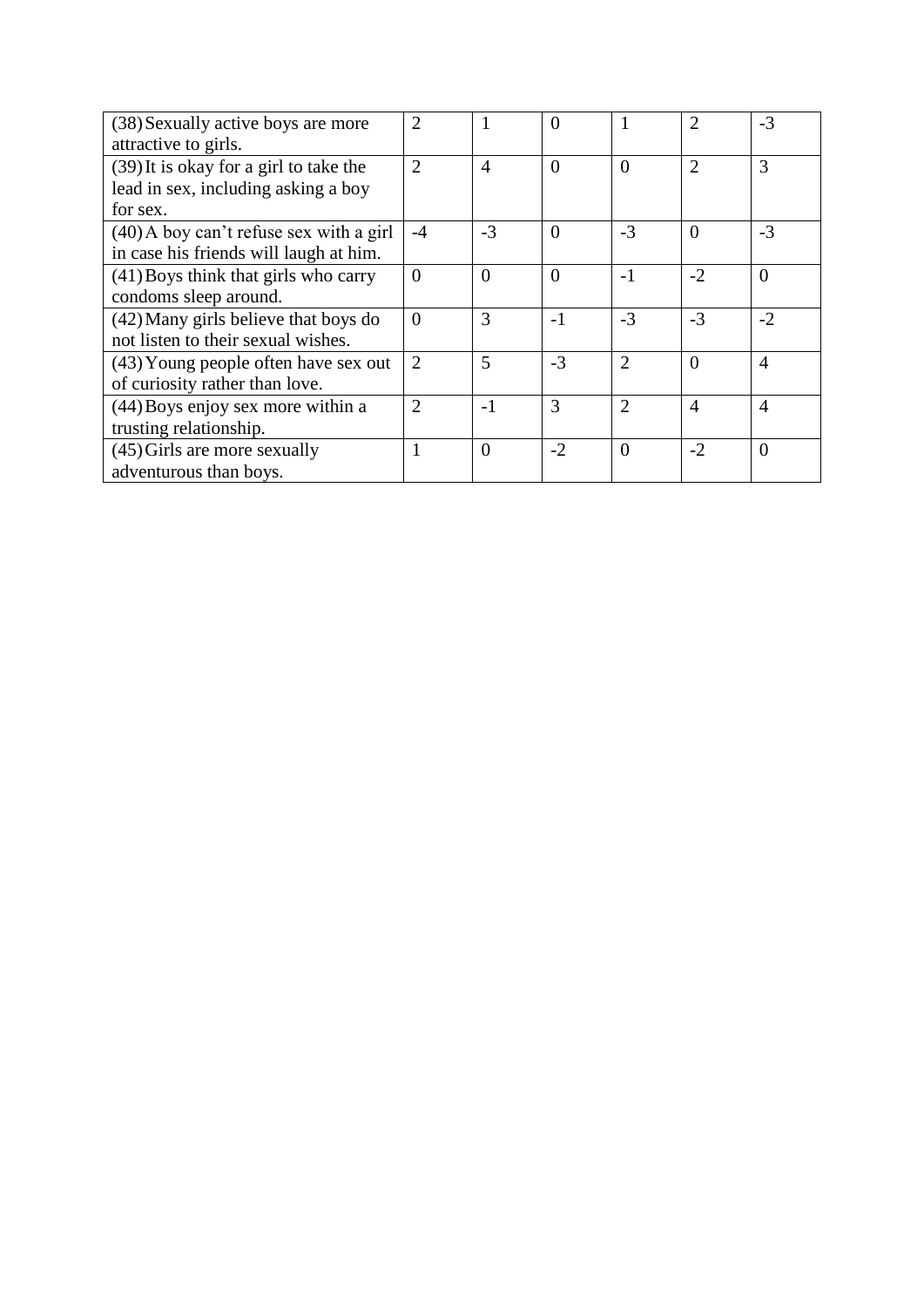| | | | | | | |
|---|---|---|---|---|---|---|
| (38) Sexually active boys are more attractive to girls. | 2 | 1 | 0 | 1 | 2 | -3 |
| (39) It is okay for a girl to take the lead in sex, including asking a boy for sex. | 2 | 4 | 0 | 0 | 2 | 3 |
| (40) A boy can't refuse sex with a girl in case his friends will laugh at him. | -4 | -3 | 0 | -3 | 0 | -3 |
| (41) Boys think that girls who carry condoms sleep around. | 0 | 0 | 0 | -1 | -2 | 0 |
| (42) Many girls believe that boys do not listen to their sexual wishes. | 0 | 3 | -1 | -3 | -3 | -2 |
| (43) Young people often have sex out of curiosity rather than love. | 2 | 5 | -3 | 2 | 0 | 4 |
| (44) Boys enjoy sex more within a trusting relationship. | 2 | -1 | 3 | 2 | 4 | 4 |
| (45) Girls are more sexually adventurous than boys. | 1 | 0 | -2 | 0 | -2 | 0 |